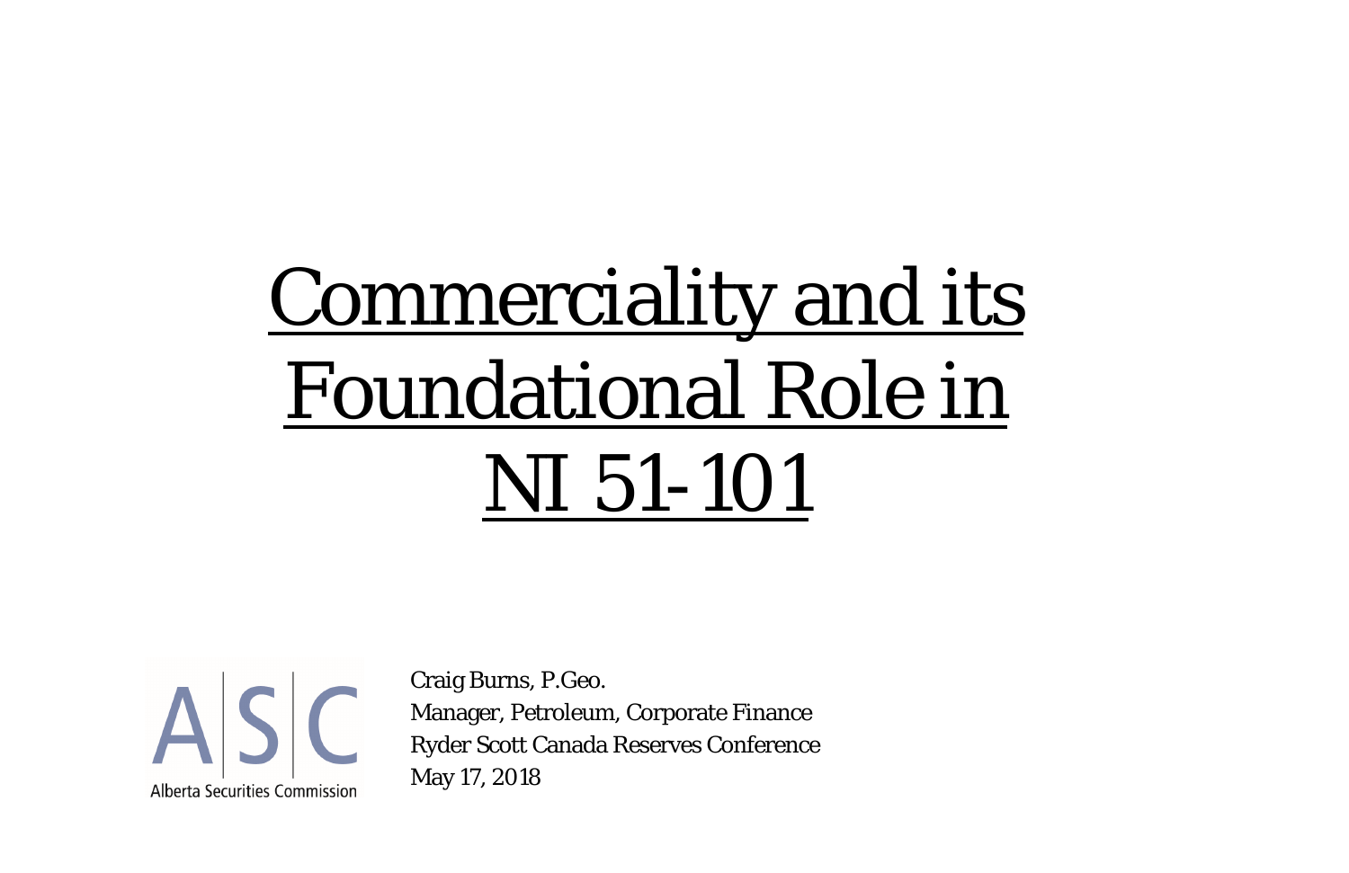# Commerciality and its Foundational Role in NI 51-101

Alberta Securities Commission

Craig Burns, P.Geo.
Manager, Petroleum, Corporate Finance
Ryder Scott Canada Reserves Conference
May 17, 2018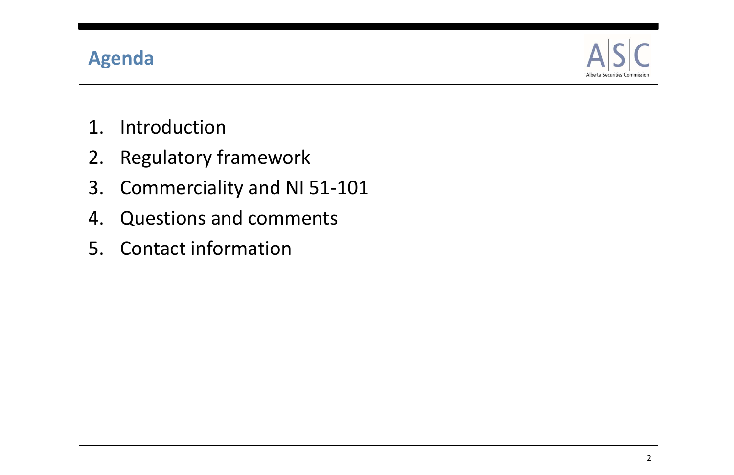## Agenda

1. Introduction
2. Regulatory framework
3. Commerciality and NI 51-101
4. Questions and comments
5. Contact information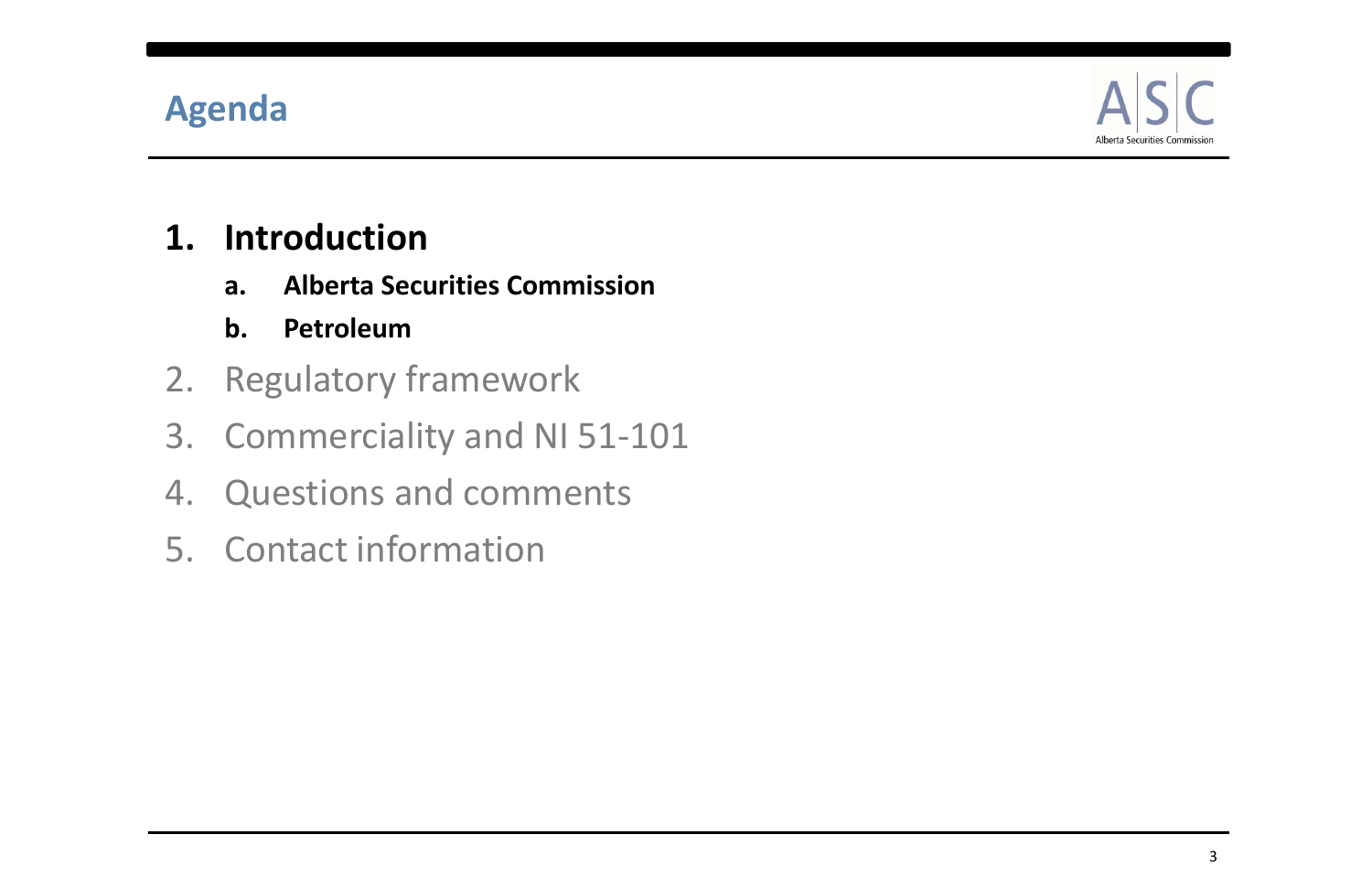# Agenda

1. **Introduction**
   a. **Alberta Securities Commission**
   b. **Petroleum**
2. Regulatory framework
3. Commerciality and NI 51-101
4. Questions and comments
5. Contact information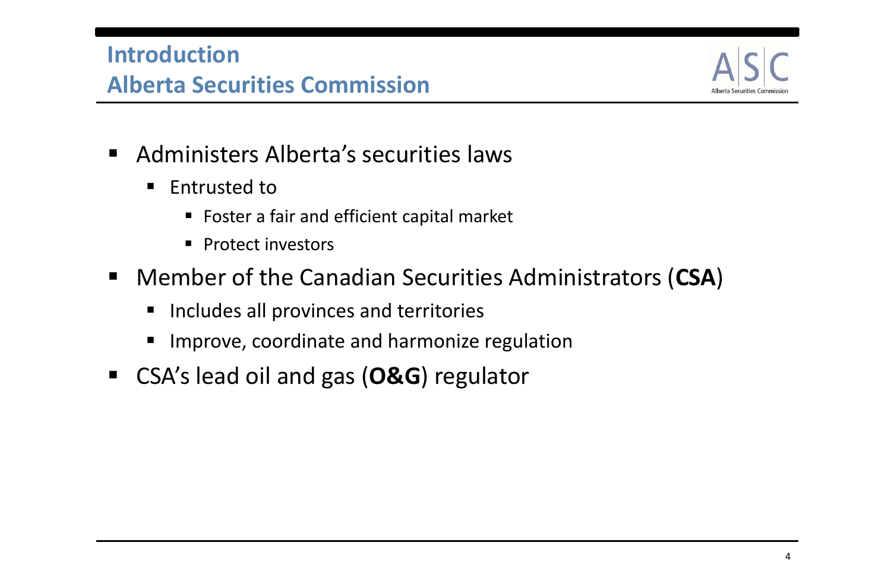## Introduction
## Alberta Securities Commission

- Administers Alberta's securities laws
  - Entrusted to
    - Foster a fair and efficient capital market
    - Protect investors
- Member of the Canadian Securities Administrators (**CSA**)
  - Includes all provinces and territories
  - Improve, coordinate and harmonize regulation
- CSA's lead oil and gas (**O&G**) regulator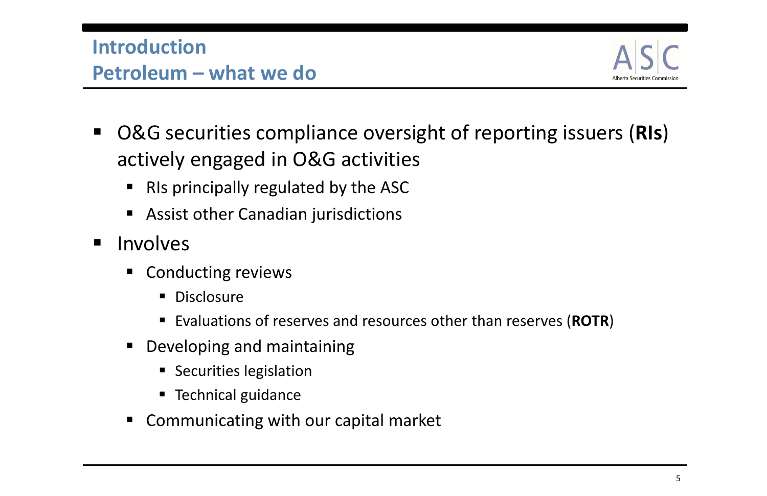# Introduction
## Petroleum – what we do

- O&G securities compliance oversight of reporting issuers (**RIs**) actively engaged in O&G activities
  - RIs principally regulated by the ASC
  - Assist other Canadian jurisdictions
- Involves
  - Conducting reviews
    - Disclosure
    - Evaluations of reserves and resources other than reserves (**ROTR**)
  - Developing and maintaining
    - Securities legislation
    - Technical guidance
  - Communicating with our capital market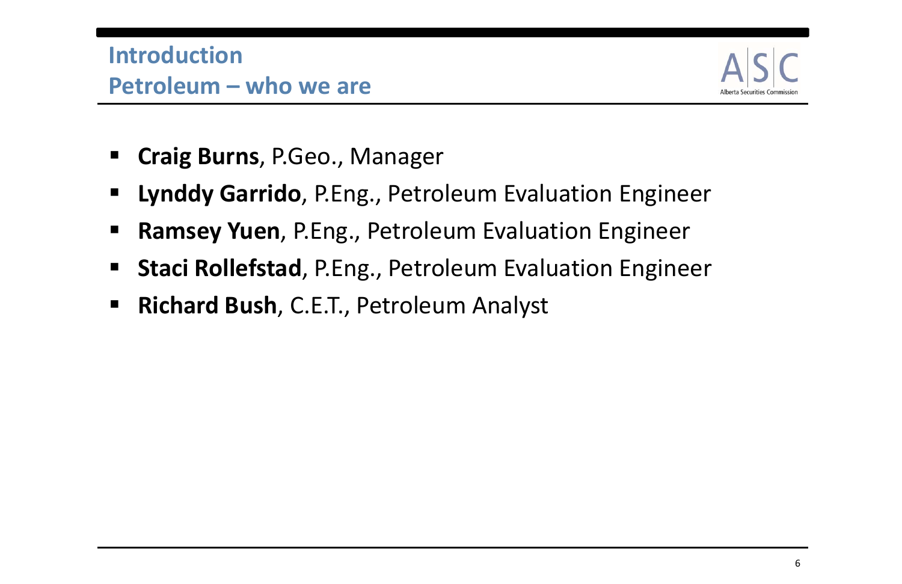## Introduction
## Petroleum – who we are

- **Craig Burns**, P.Geo., Manager
- **Lynddy Garrido**, P.Eng., Petroleum Evaluation Engineer
- **Ramsey Yuen**, P.Eng., Petroleum Evaluation Engineer
- **Staci Rollefstad**, P.Eng., Petroleum Evaluation Engineer
- **Richard Bush**, C.E.T., Petroleum Analyst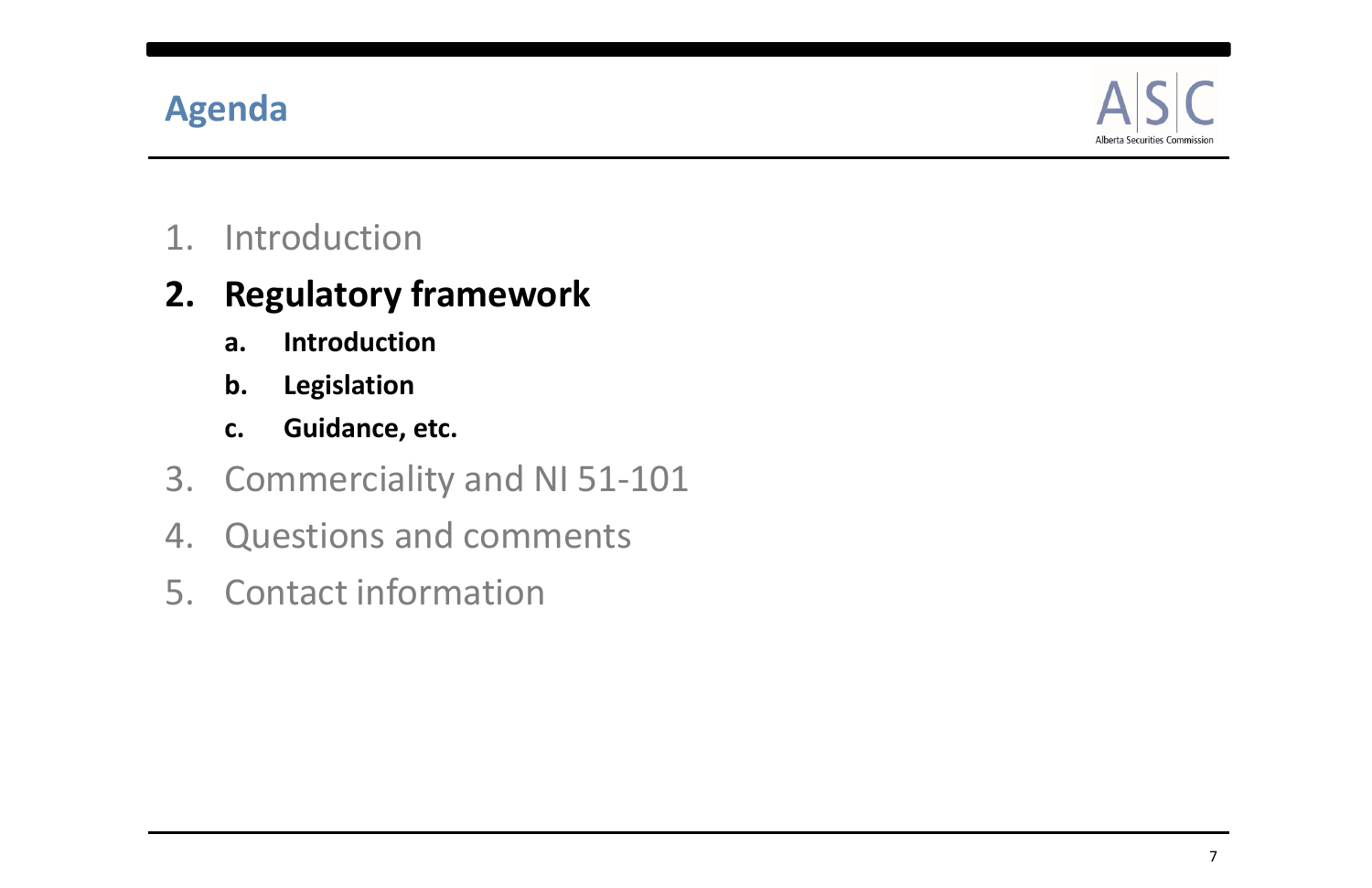## Agenda

1. Introduction
2. **Regulatory framework**
    a. **Introduction**
    b. **Legislation**
    c. **Guidance, etc.**
3. Commerciality and NI 51-101
4. Questions and comments
5. Contact information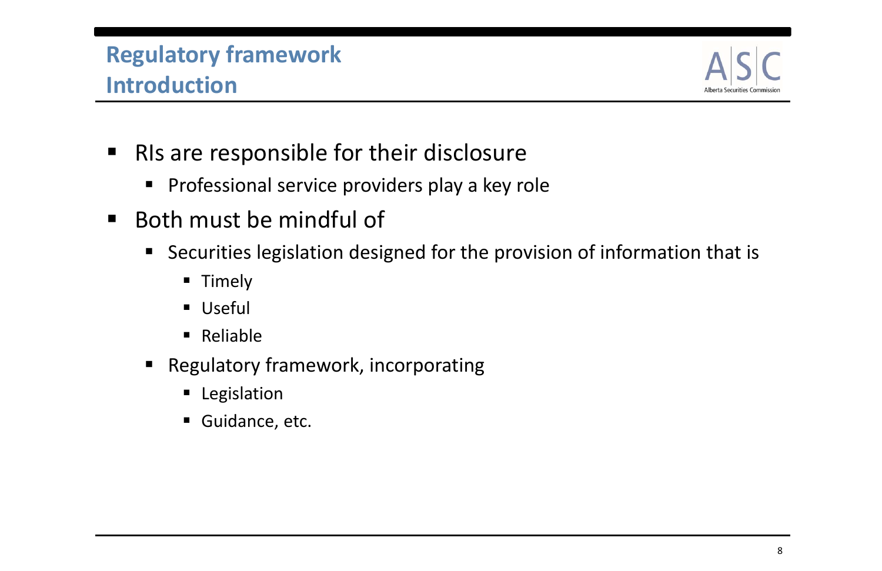# Regulatory framework
## Introduction

- RIs are responsible for their disclosure
  - Professional service providers play a key role
- Both must be mindful of
  - Securities legislation designed for the provision of information that is
    - Timely
    - Useful
    - Reliable
  - Regulatory framework, incorporating
    - Legislation
    - Guidance, etc.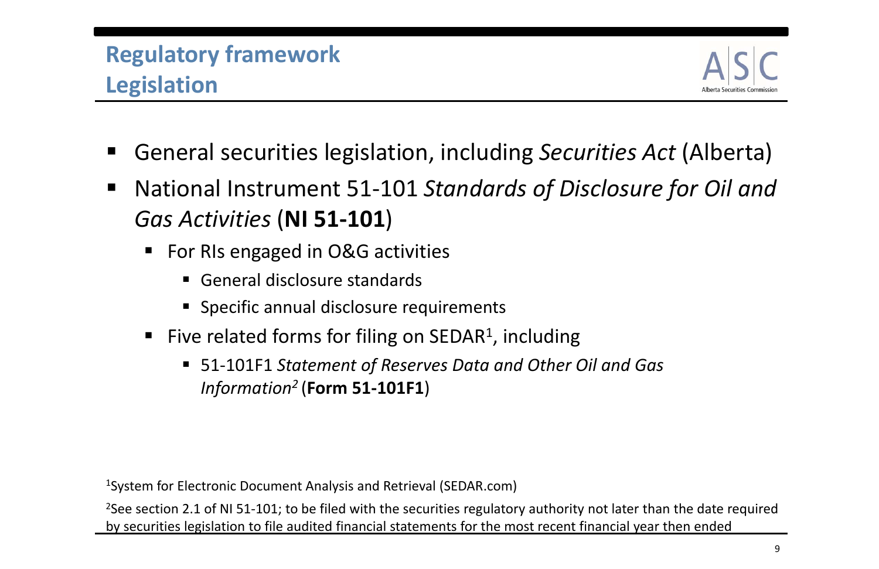# Regulatory framework
## Legislation

- General securities legislation, including *Securities Act* (Alberta)
- National Instrument 51-101 *Standards of Disclosure for Oil and Gas Activities* (**NI 51-101**)
  - For RIs engaged in O&G activities
    - General disclosure standards
    - Specific annual disclosure requirements
  - Five related forms for filing on SEDAR[1], including
    - 51-101F1 *Statement of Reserves Data and Other Oil and Gas Information*[2] (**Form 51-101F1**)

[1]System for Electronic Document Analysis and Retrieval (SEDAR.com)

[2]See section 2.1 of NI 51-101; to be filed with the securities regulatory authority not later than the date required by securities legislation to file audited financial statements for the most recent financial year then ended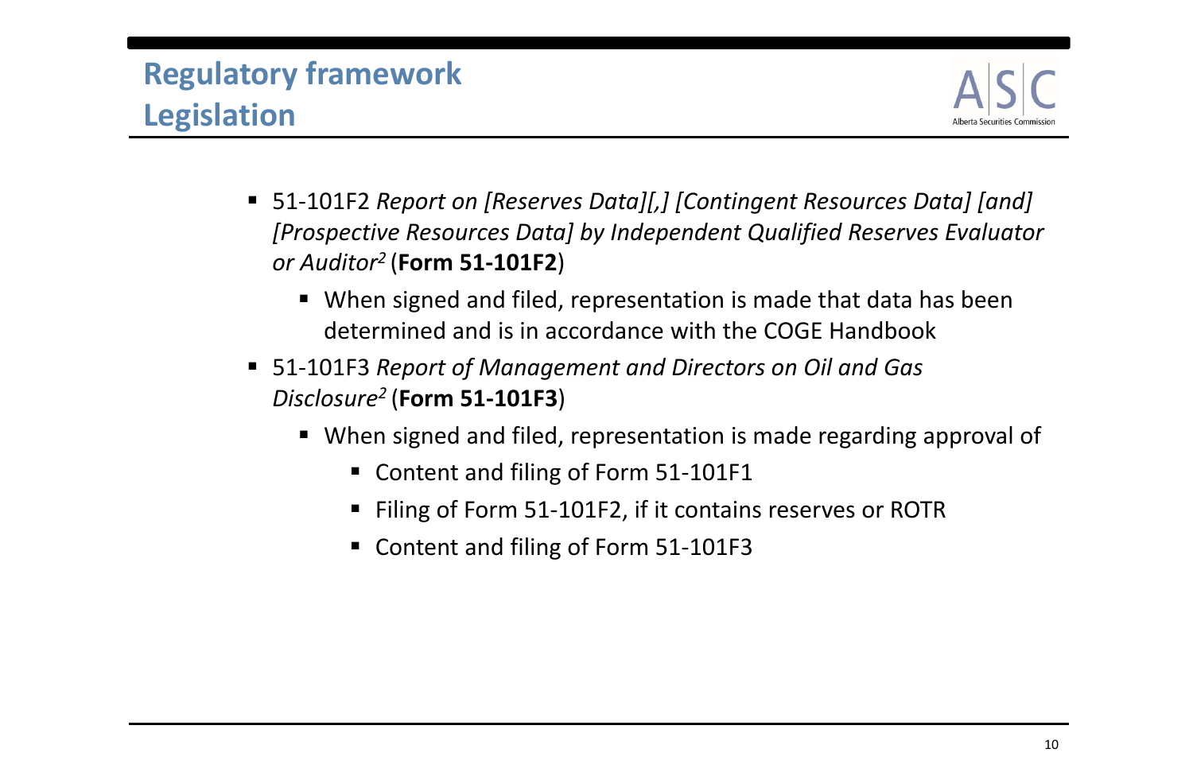# Regulatory framework
## Legislation

- 51-101F2 *Report on [Reserves Data][,] [Contingent Resources Data] [and] [Prospective Resources Data] by Independent Qualified Reserves Evaluator or Auditor*[2] (**Form 51-101F2**)
  - When signed and filed, representation is made that data has been determined and is in accordance with the COGE Handbook
- 51-101F3 *Report of Management and Directors on Oil and Gas Disclosure*[2] (**Form 51-101F3**)
  - When signed and filed, representation is made regarding approval of
    - Content and filing of Form 51-101F1
    - Filing of Form 51-101F2, if it contains reserves or ROTR
    - Content and filing of Form 51-101F3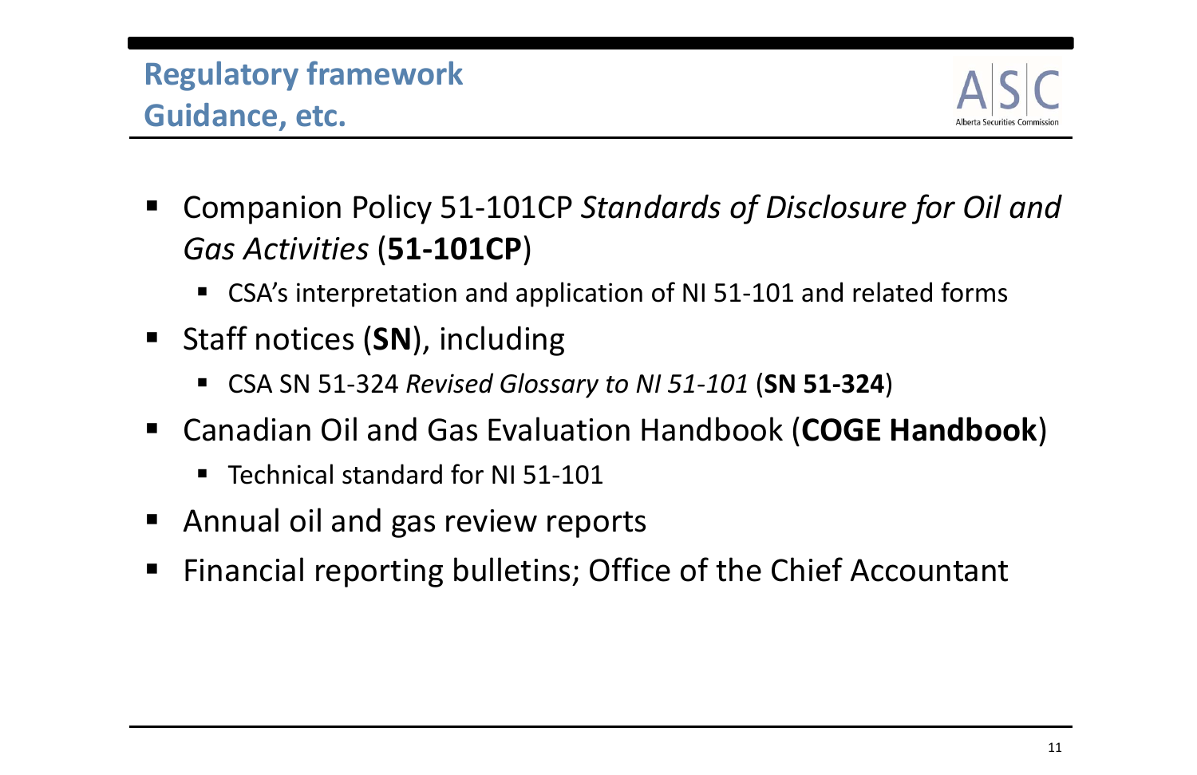## Regulatory framework
## Guidance, etc.

- Companion Policy 51-101CP *Standards of Disclosure for Oil and Gas Activities* (**51-101CP**)
  - CSA's interpretation and application of NI 51-101 and related forms
- Staff notices (**SN**), including
  - CSA SN 51-324 *Revised Glossary to NI 51-101* (**SN 51-324**)
- Canadian Oil and Gas Evaluation Handbook (**COGE Handbook**)
  - Technical standard for NI 51-101
- Annual oil and gas review reports
- Financial reporting bulletins; Office of the Chief Accountant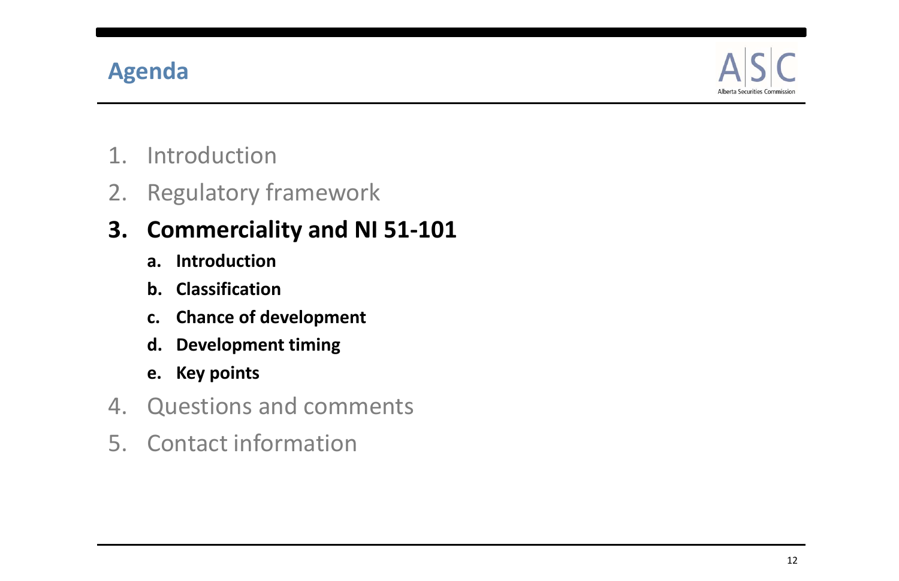## Agenda

1. Introduction
2. Regulatory framework
3. **Commerciality and NI 51-101**
   a. **Introduction**
   b. **Classification**
   c. **Chance of development**
   d. **Development timing**
   e. **Key points**
4. Questions and comments
5. Contact information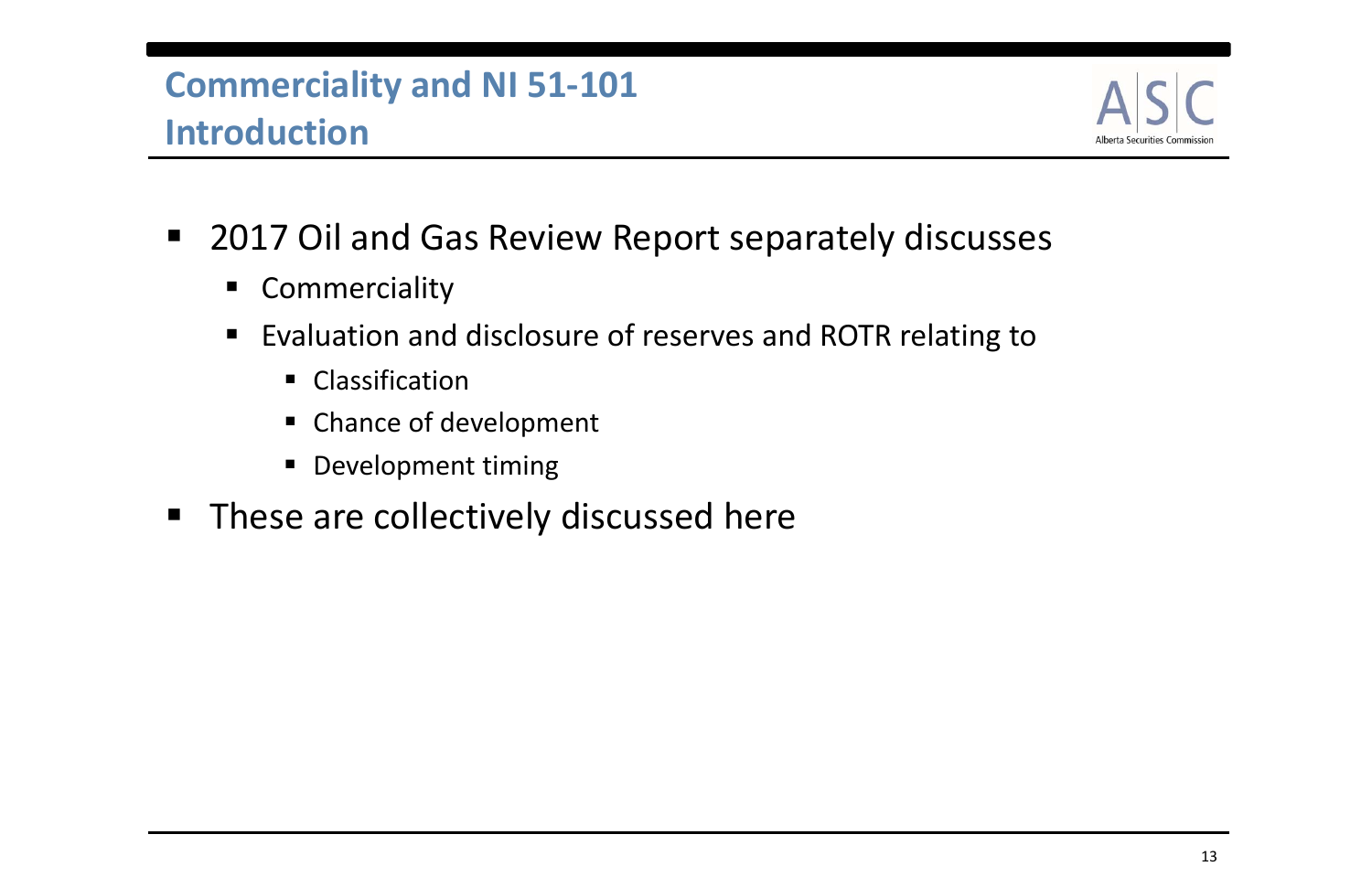## Commercialiality and NI 51-101 Introduction

- 2017 Oil and Gas Review Report separately discusses
  - Commerciality
  - Evaluation and disclosure of reserves and ROTR relating to
    - Classification
    - Chance of development
    - Development timing
- These are collectively discussed here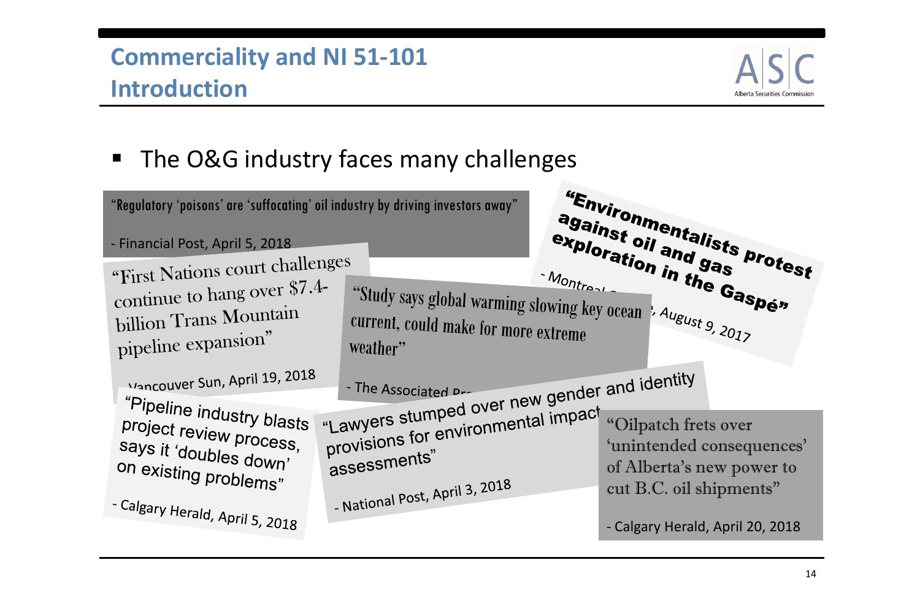## Commerciality and NI 51-101
## Introduction

- The O&G industry faces many challenges

"Regulatory 'poisons' are 'suffocating' oil industry by driving investors away"

- Financial Post, April 5, 2018

"Environmentalists protest against oil and gas exploration in the Gaspé"

- Montreal G... , August 9, 2017

"First Nations court challenges continue to hang over $7.4-billion Trans Mountain pipeline expansion"

- Vancouver Sun, April 19, 2018

"Study says global warming slowing key ocean current, could make for more extreme weather"

- The Associated Pr...

"Pipeline industry blasts project review process, says it 'doubles down' on existing problems"

- Calgary Herald, April 5, 2018

"Lawyers stumped over new gender and identity provisions for environmental impact assessments"

- National Post, April 3, 2018

"Oilpatch frets over 'unintended consequences' of Alberta's new power to cut B.C. oil shipments"

- Calgary Herald, April 20, 2018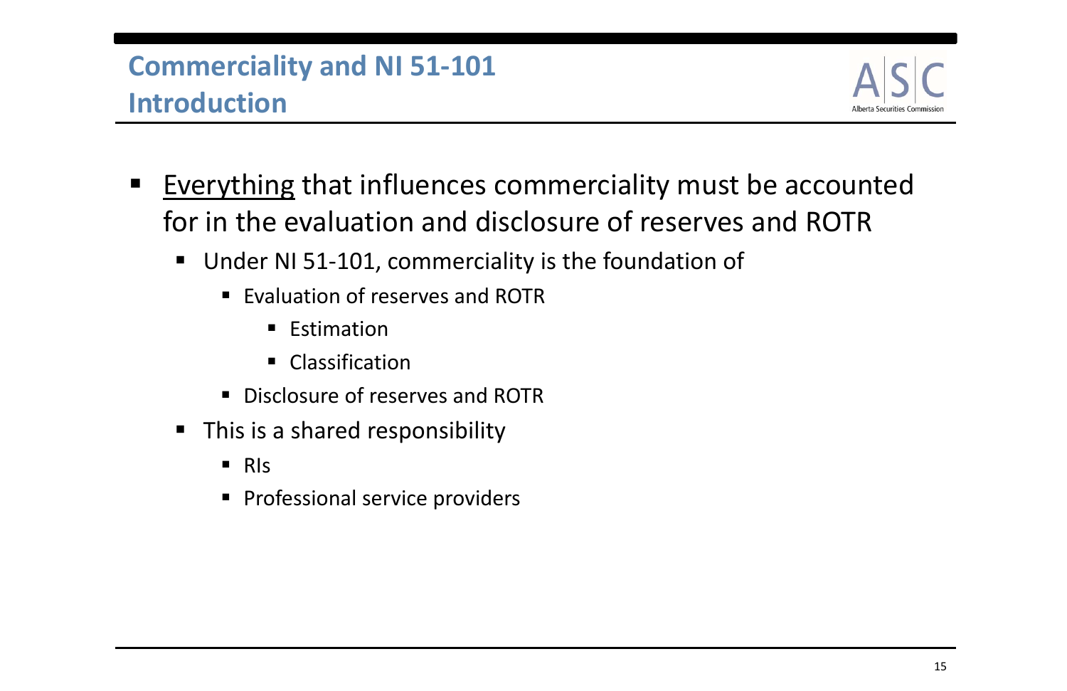## Commerciality and NI 51-101
## Introduction

- <u>Everything</u> that influences commerciality must be accounted for in the evaluation and disclosure of reserves and ROTR
  - Under NI 51-101, commerciality is the foundation of
    - Evaluation of reserves and ROTR
      - Estimation
      - Classification
    - Disclosure of reserves and ROTR
  - This is a shared responsibility
    - RIs
    - Professional service providers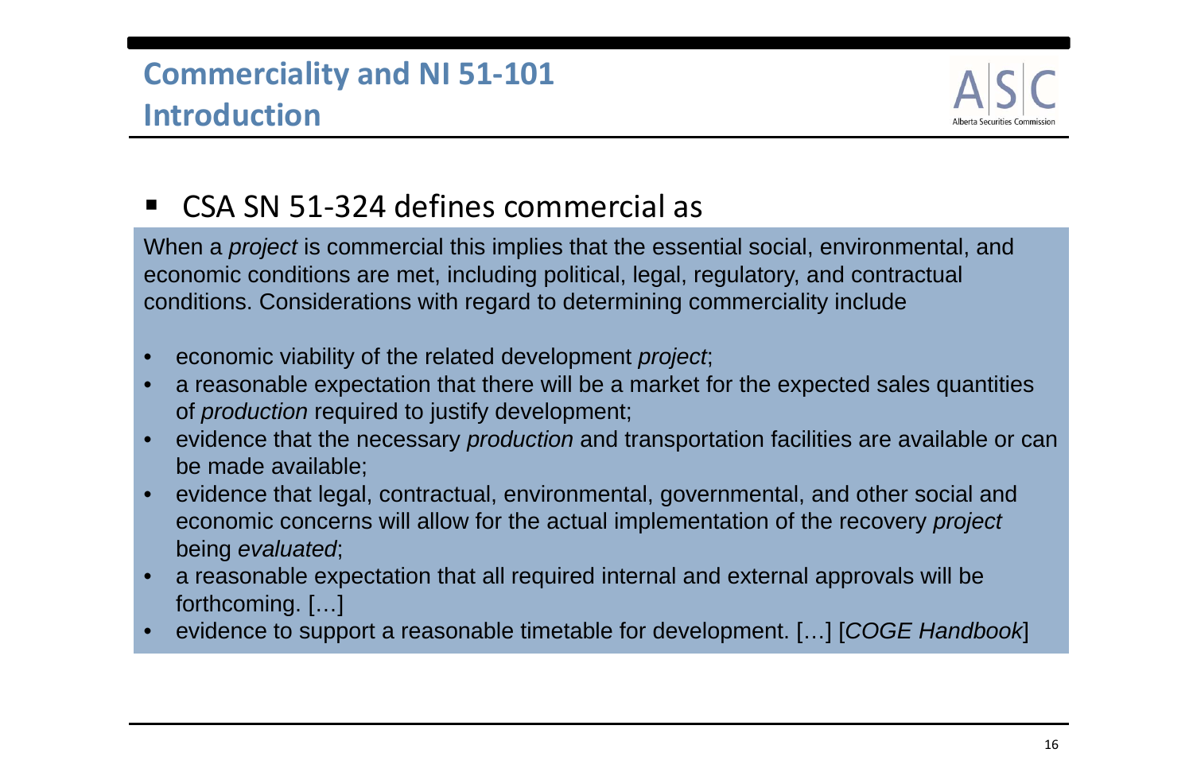## Commercialty and NI 51-101
## Introduction

- CSA SN 51-324 defines commercial as

When a *project* is commercial this implies that the essential social, environmental, and economic conditions are met, including political, legal, regulatory, and contractual conditions. Considerations with regard to determining commerciality include

- economic viability of the related development *project*;
- a reasonable expectation that there will be a market for the expected sales quantities of *production* required to justify development;
- evidence that the necessary *production* and transportation facilities are available or can be made available;
- evidence that legal, contractual, environmental, governmental, and other social and economic concerns will allow for the actual implementation of the recovery *project* being *evaluated*;
- a reasonable expectation that all required internal and external approvals will be forthcoming. […]
- evidence to support a reasonable timetable for development. […] [*COGE Handbook*]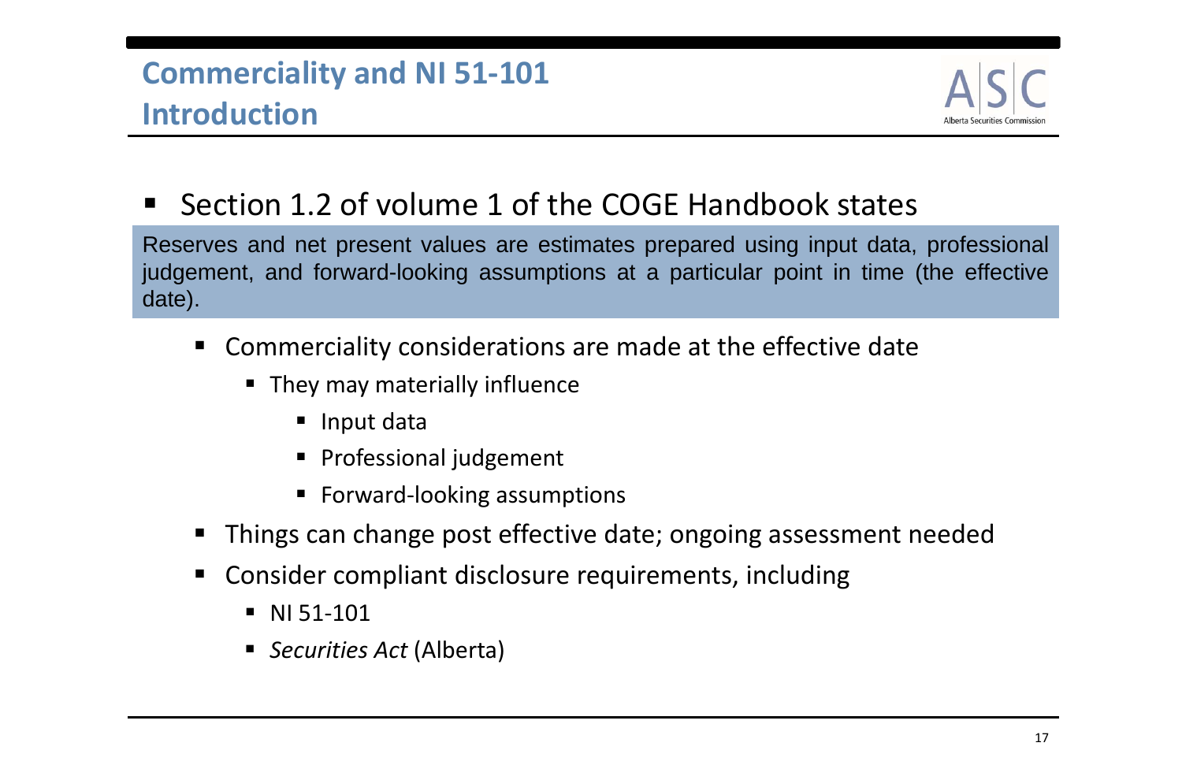## Commerciality and NI 51-101 Introduction

- Section 1.2 of volume 1 of the COGE Handbook states

> Reserves and net present values are estimates prepared using input data, professional judgement, and forward-looking assumptions at a particular point in time (the effective date).

  - Commerciality considerations are made at the effective date
    - They may materially influence
      - Input data
      - Professional judgement
      - Forward-looking assumptions
  - Things can change post effective date; ongoing assessment needed
  - Consider compliant disclosure requirements, including
    - NI 51-101
    - *Securities Act* (Alberta)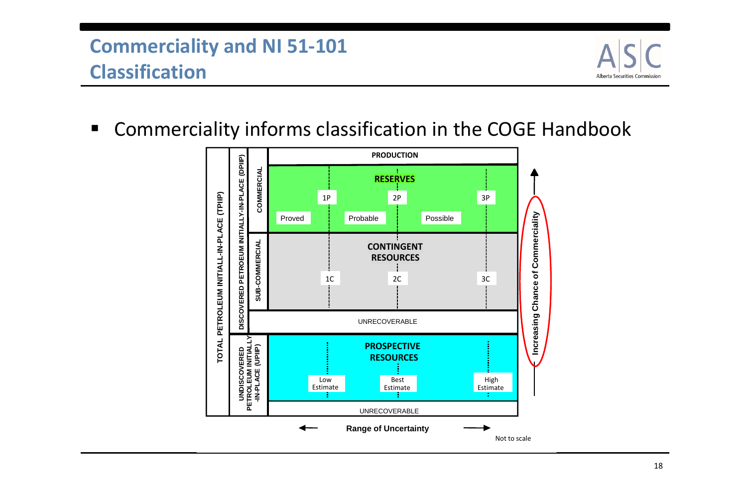# Commerciality and NI 51-101 Classification

- Commerciality informs classification in the COGE Handbook

TOTAL PETROLEUM INITIALL-IN-PLACE (TPIIP)

DISCOVERED PETROEUM INITIALLY-IN-PLACE (DPIIP)

COMMERCIAL

SUB-COMMERCIAL

UNDISCOVERED PETROLEUM INITIALLY -IN-PLACE (UPIIP)

PRODUCTION

RESERVES

1P 2P 3P

Proved Probable Possible

CONTINGENT RESOURCES

1C 2C 3C

UNRECOVERABLE

PROSPECTIVE RESOURCES

Low Estimate Best Estimate High Estimate

UNRECOVERABLE

Increasing Chance of Commerciality

Range of Uncertainty

Not to scale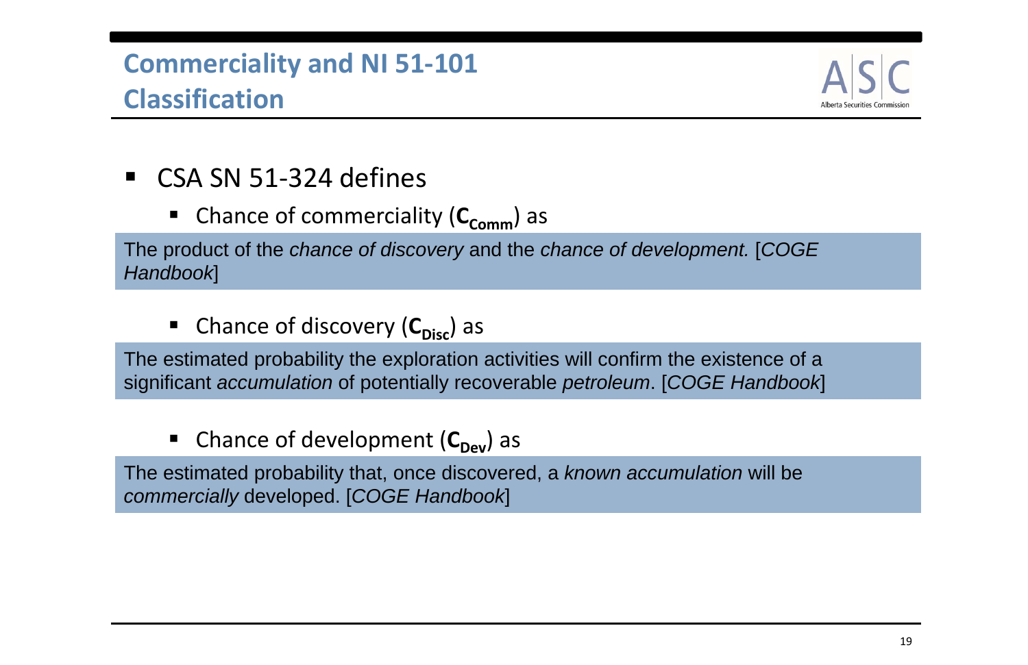## Commercality and NI 51-101 Classification

- CSA SN 51-324 defines
  - Chance of commerciality (**$C_{Comm}$**) as

> The product of the *chance of discovery* and the *chance of development.* [*COGE Handbook*]

  - Chance of discovery (**$C_{Disc}$**) as

> The estimated probability the exploration activities will confirm the existence of a significant *accumulation* of potentially recoverable *petroleum*. [*COGE Handbook*]

  - Chance of development (**$C_{Dev}$**) as

> The estimated probability that, once discovered, a *known accumulation* will be *commercially* developed. [*COGE Handbook*]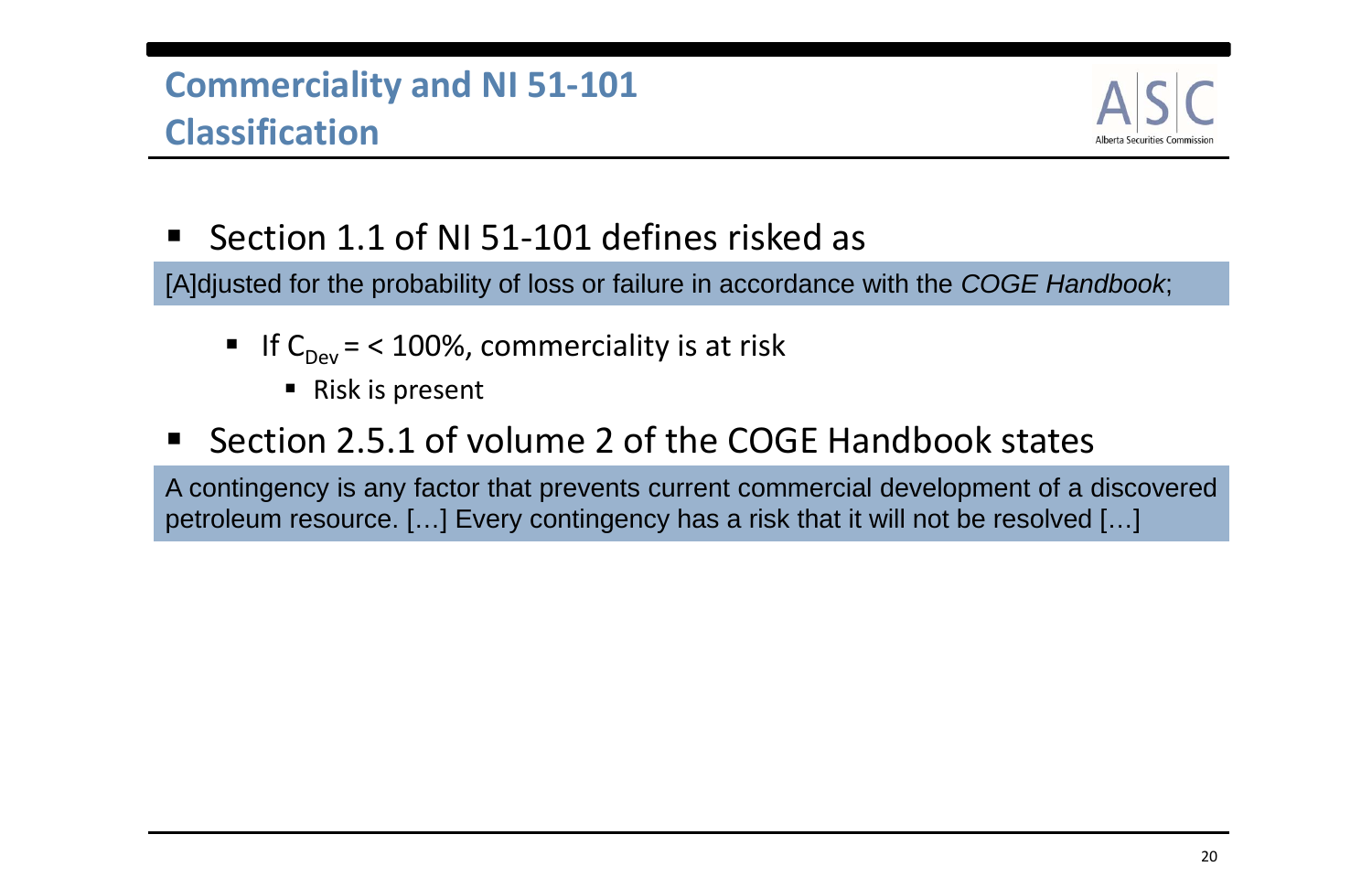# Commerciality and NI 51-101 Classification

- Section 1.1 of NI 51-101 defines risked as

> [A]djusted for the probability of loss or failure in accordance with the *COGE Handbook*;

  - If $C_{Dev}$ = < 100%, commerciality is at risk
    - Risk is present

- Section 2.5.1 of volume 2 of the COGE Handbook states

> A contingency is any factor that prevents current commercial development of a discovered petroleum resource. […] Every contingency has a risk that it will not be resolved […]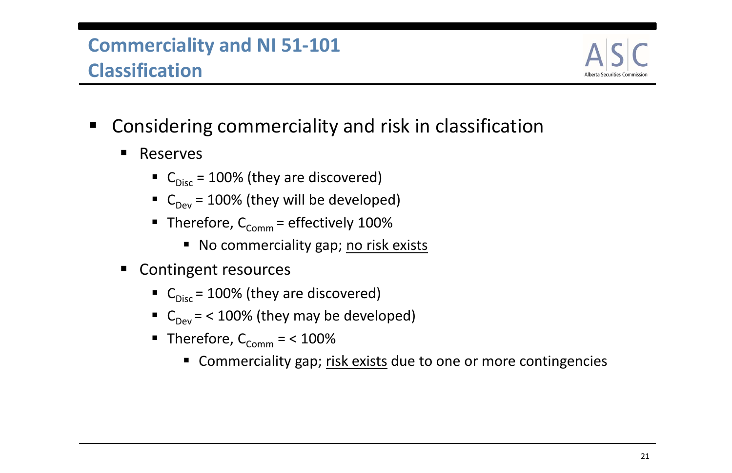# Commerciality and NI 51-101 Classification

- Considering commerciality and risk in classification
  - Reserves
    - $C_{Disc}$ = 100% (they are discovered)
    - $C_{Dev}$ = 100% (they will be developed)
    - Therefore, $C_{Comm}$ = effectively 100%
      - No commerciality gap; <u>no risk exists</u>
  - Contingent resources
    - $C_{Disc}$ = 100% (they are discovered)
    - $C_{Dev}$ = < 100% (they may be developed)
    - Therefore, $C_{Comm}$ = < 100%
      - Commerciality gap; <u>risk exists</u> due to one or more contingencies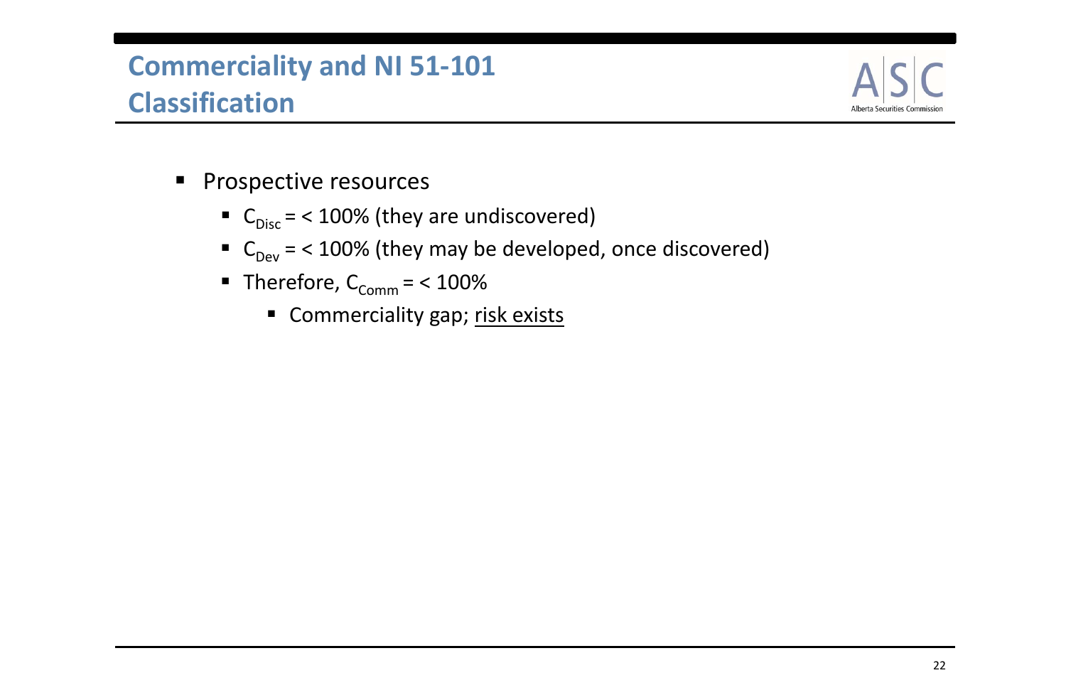# Commercialiality and NI 51-101 Classification

- Prospective resources
  - $C_{Disc}$ = < 100% (they are undiscovered)
  - $C_{Dev}$ = < 100% (they may be developed, once discovered)
  - Therefore, $C_{Comm}$ = < 100%
    - Commerciality gap; <u>risk exists</u>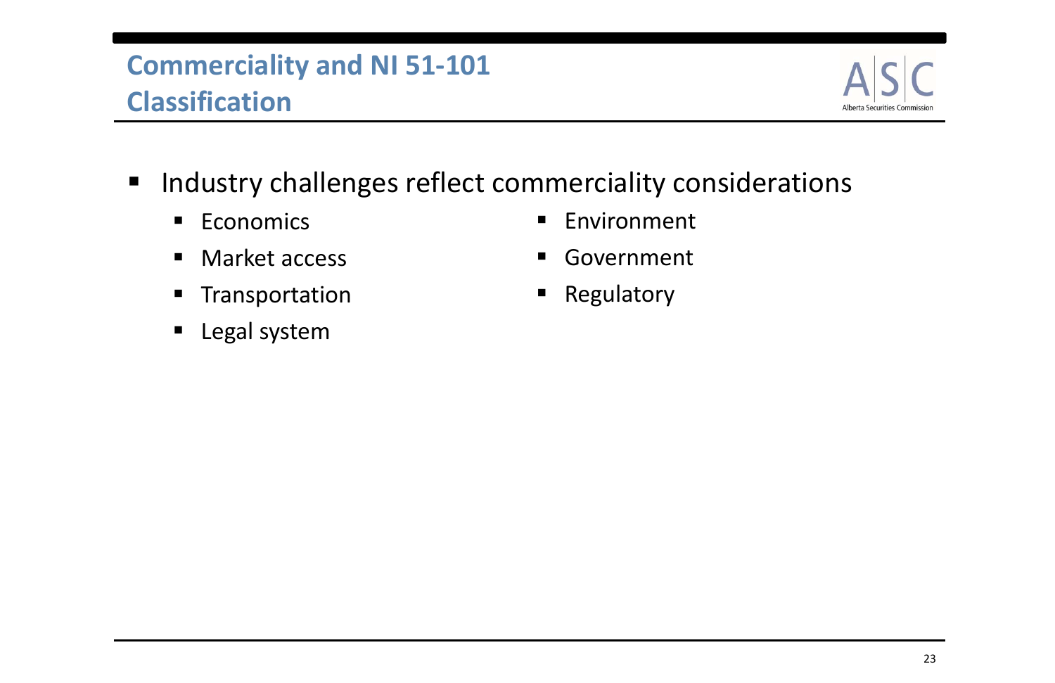## Commercialilty and NI 51-101 Classification

- Industry challenges reflect commerciality considerations
  - Economics
  - Market access
  - Transportation
  - Legal system
  - Environment
  - Government
  - Regulatory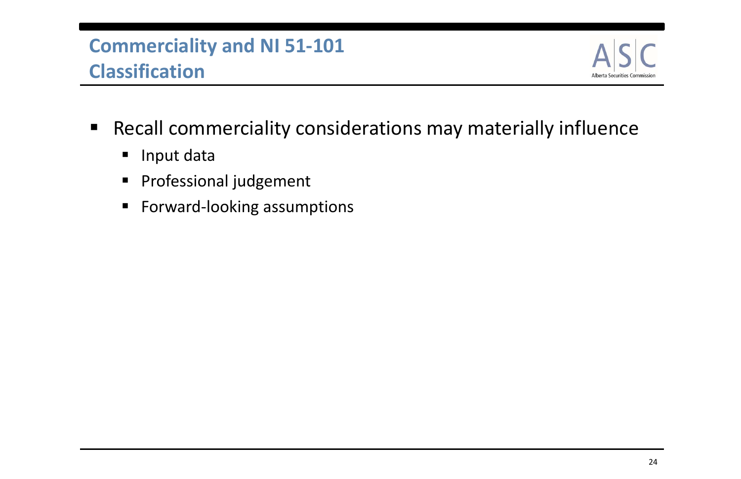# Commercialiality and NI 51-101 Classification

- Recall commerciality considerations may materially influence
  - Input data
  - Professional judgement
  - Forward-looking assumptions

# Commerciality and NI 51-101 Classification

- Recall commerciality considerations may materially influence
  - Input data
  - Professional judgement
  - Forward-looking assumptions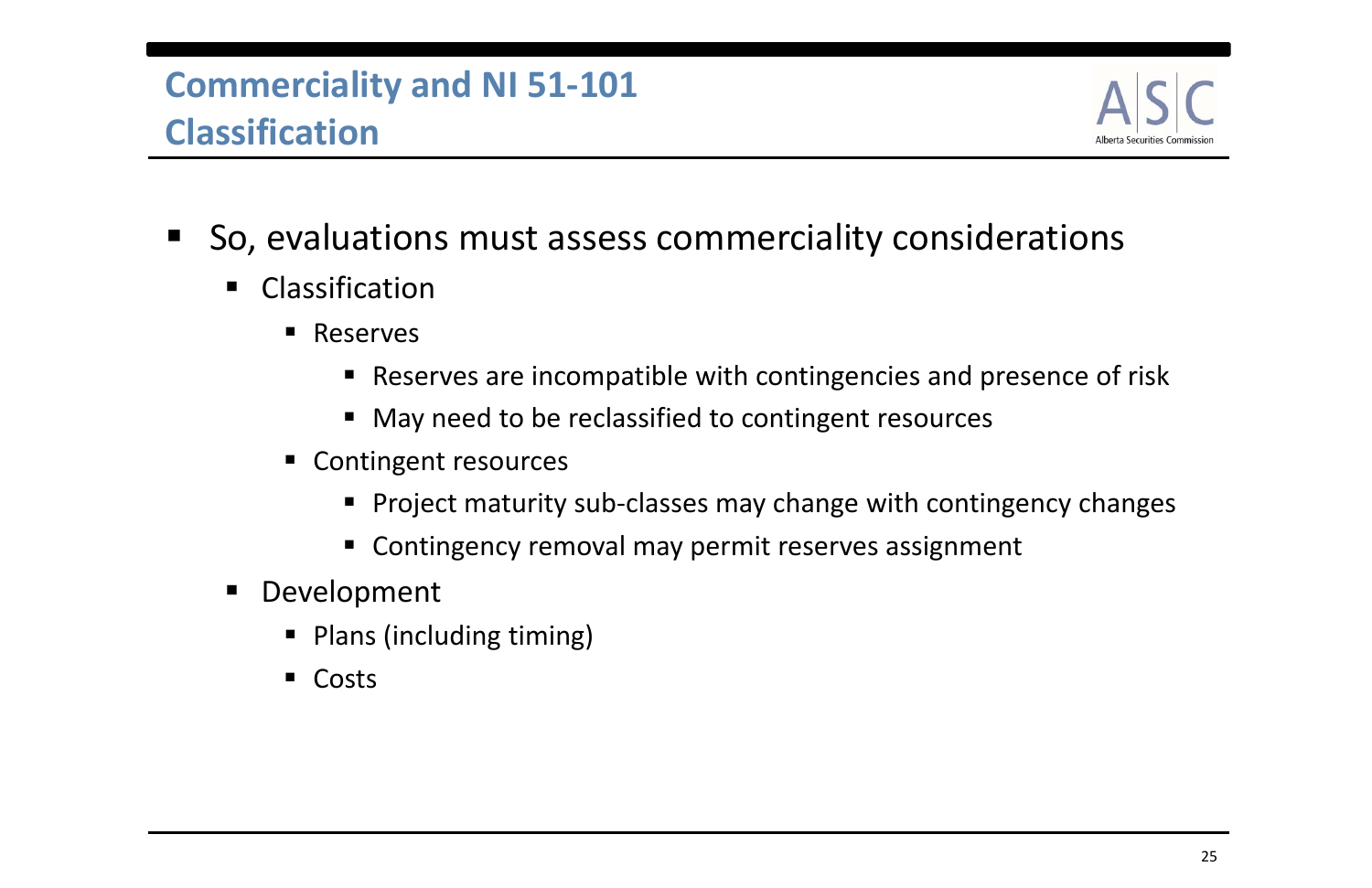# Commerciality and NI 51-101 Classification

- So, evaluations must assess commerciality considerations
  - Classification
    - Reserves
      - Reserves are incompatible with contingencies and presence of risk
      - May need to be reclassified to contingent resources
    - Contingent resources
      - Project maturity sub-classes may change with contingency changes
      - Contingency removal may permit reserves assignment
  - Development
    - Plans (including timing)
    - Costs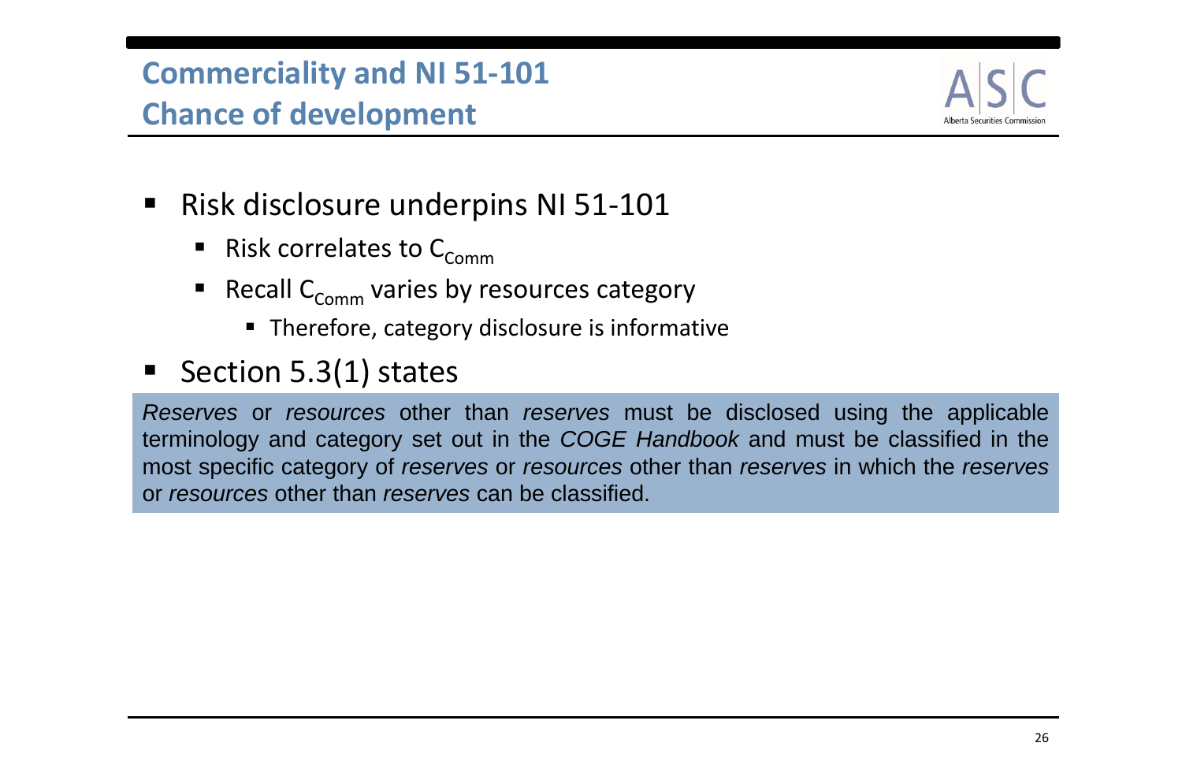# Commerciality and NI 51-101
## Chance of development

- Risk disclosure underpins NI 51-101
  - Risk correlates to $C_{Comm}$
  - Recall $C_{Comm}$ varies by resources category
    - Therefore, category disclosure is informative
- Section 5.3(1) states

> *Reserves* or *resources* other than *reserves* must be disclosed using the applicable terminology and category set out in the *COGE Handbook* and must be classified in the most specific category of *reserves* or *resources* other than *reserves* in which the *reserves* or *resources* other than *reserves* can be classified.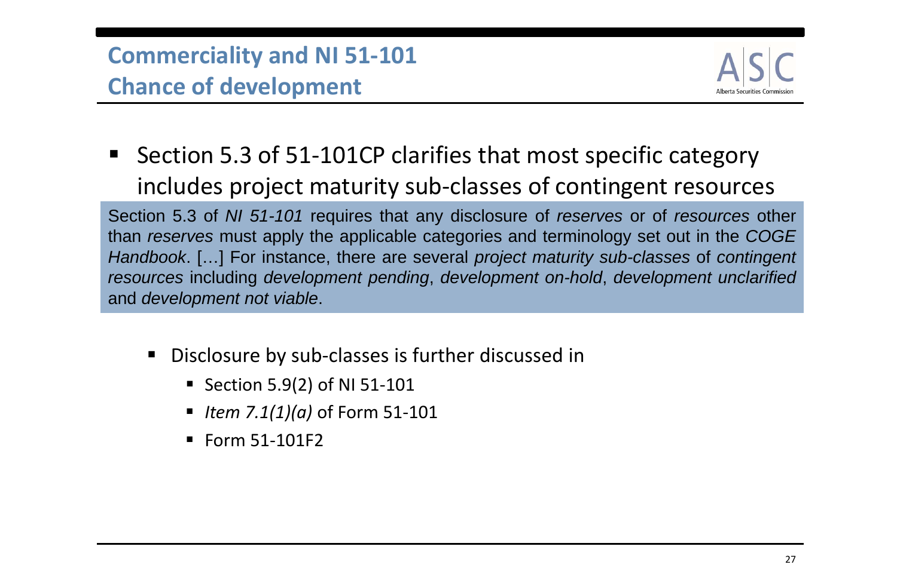## Commerciality and NI 51-101
## Chance of development

- Section 5.3 of 51-101CP clarifies that most specific category includes project maturity sub-classes of contingent resources

> Section 5.3 of *NI 51-101* requires that any disclosure of *reserves* or of *resources* other than *reserves* must apply the applicable categories and terminology set out in the *COGE Handbook*. […] For instance, there are several *project maturity sub-classes* of *contingent resources* including *development pending*, *development on-hold*, *development unclarified* and *development not viable*.

  - Disclosure by sub-classes is further discussed in
    - Section 5.9(2) of NI 51-101
    - *Item 7.1(1)(a)* of Form 51-101
    - Form 51-101F2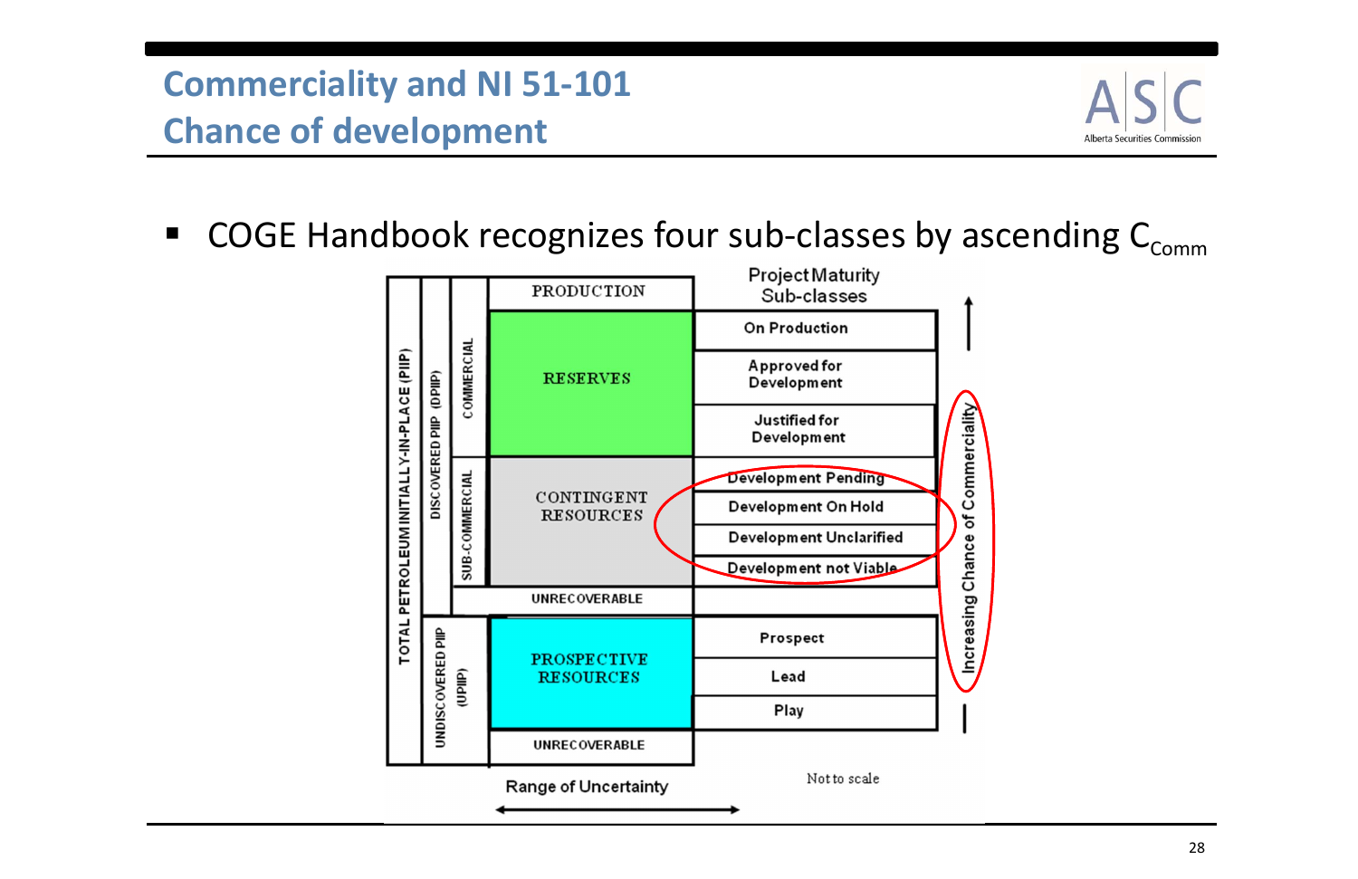# Commerciality and NI 51-101
# Chance of development

- COGE Handbook recognizes four sub-classes by ascending $C_{Comm}$

| | | | | Project Maturity Sub-classes |
|---|---|---|---|---|
| TOTAL PETROLEUM INITIALLY-IN-PLACE (PIIP) | DISCOVERED PIIP (DPIIP) | | PRODUCTION | |
| | | COMMERCIAL | RESERVES | On Production |
| | | | | Approved for Development |
| | | | | Justified for Development |
| | | SUB-COMMERCIAL | CONTINGENT RESOURCES | Development Pending |
| | | | | Development On Hold |
| | | | | Development Unclarified |
| | | | | Development not Viable |
| | | | UNRECOVERABLE | |
| | UNDISCOVERED PIIP (UPIIP) | | PROSPECTIVE RESOURCES | Prospect |
| | | | | Lead |
| | | | | Play |
| | | | UNRECOVERABLE | |

Range of Uncertainty

Increasing Chance of Commerciality

Not to scale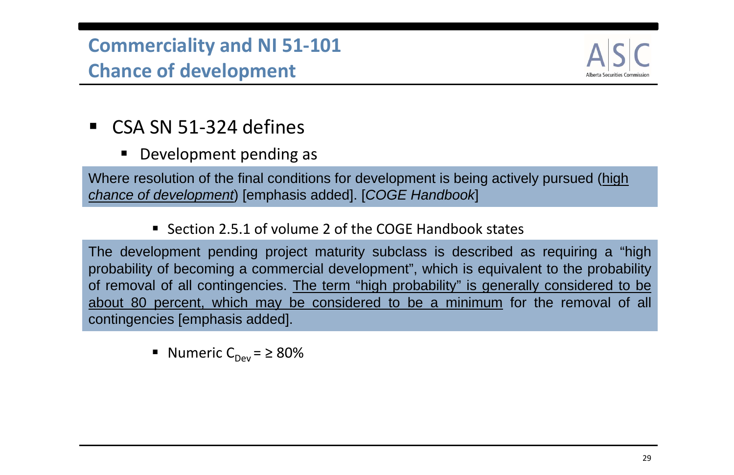# Commerciality and NI 51-101
## Chance of development

- CSA SN 51-324 defines
  - Development pending as

> Where resolution of the final conditions for development is being actively pursued (*high chance of development*) [emphasis added]. [*COGE Handbook*]

- Section 2.5.1 of volume 2 of the COGE Handbook states

> The development pending project maturity subclass is described as requiring a "high probability of becoming a commercial development", which is equivalent to the probability of removal of all contingencies. The term "high probability" is generally considered to be about 80 percent, which may be considered to be a minimum for the removal of all contingencies [emphasis added].

- Numeric $C_{Dev} = \geq 80\%$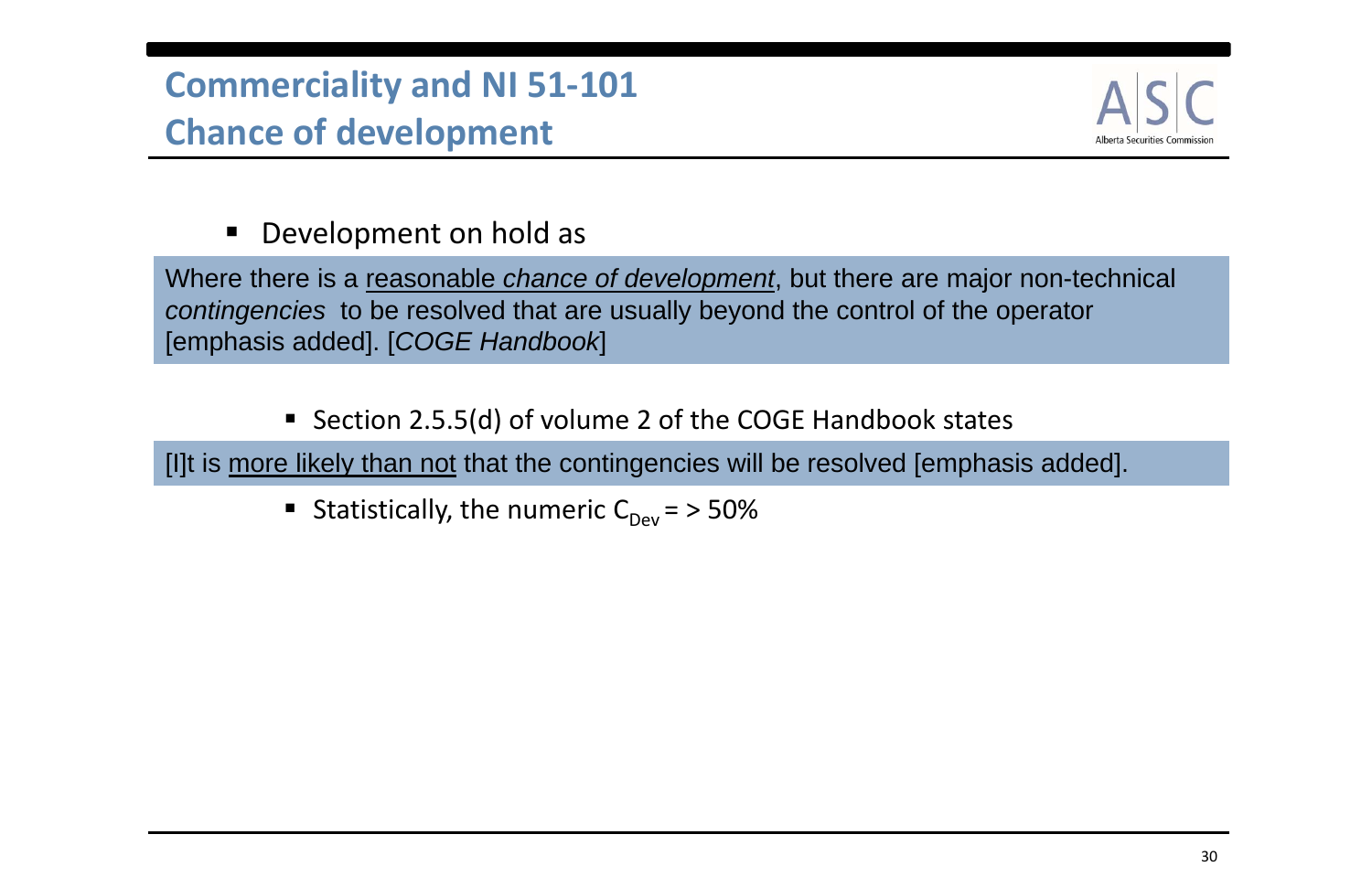# Commerciality and NI 51-101
## Chance of development

- Development on hold as

> Where there is a reasonable *chance of development*, but there are major non-technical *contingencies* to be resolved that are usually beyond the control of the operator [emphasis added]. [*COGE Handbook*]

  - Section 2.5.5(d) of volume 2 of the COGE Handbook states

> [I]t is more likely than not that the contingencies will be resolved [emphasis added].

  - Statistically, the numeric $C_{Dev}$ = > 50%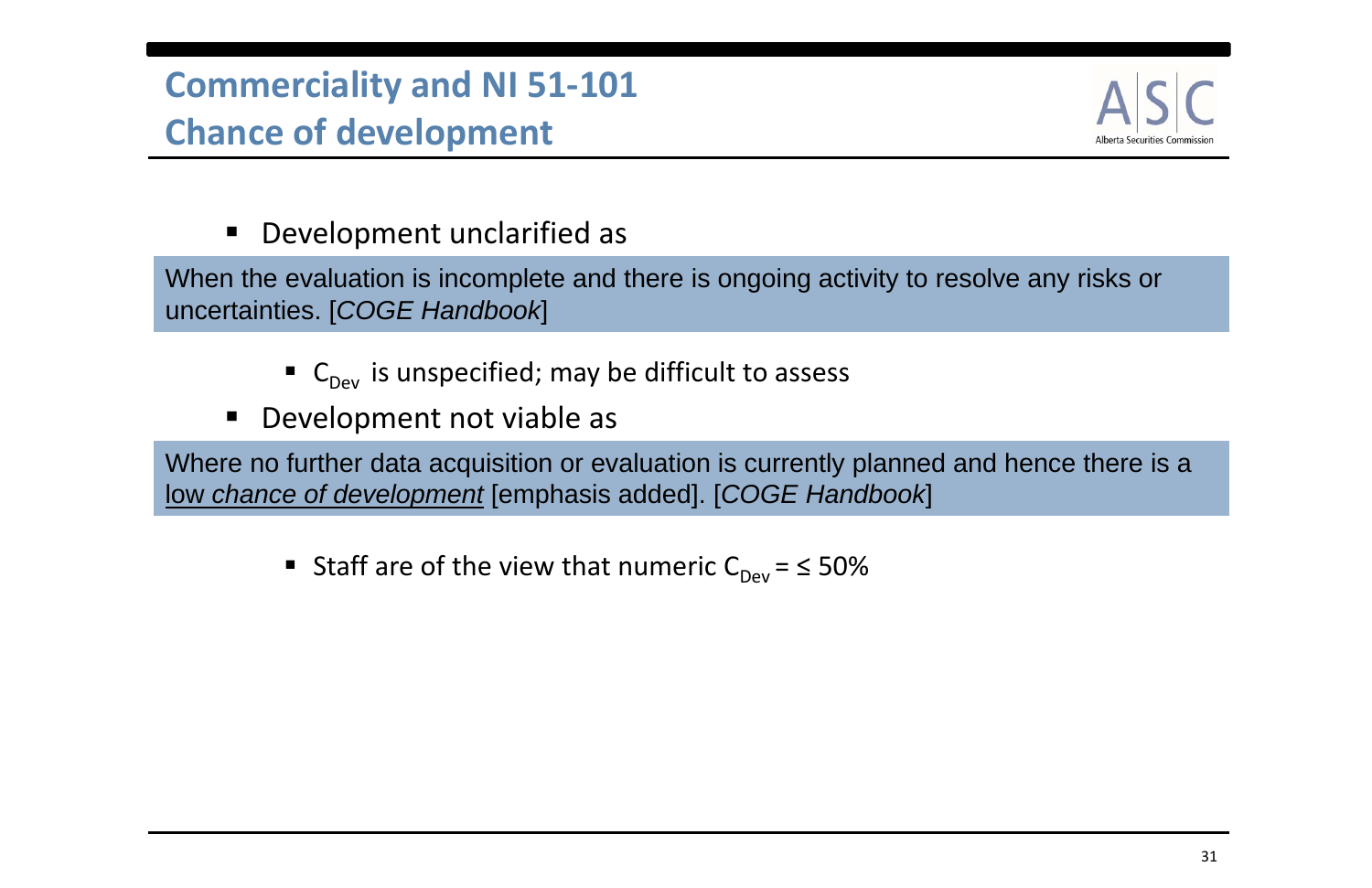# Commerciality and NI 51-101
## Chance of development

- Development unclarified as

> When the evaluation is incomplete and there is ongoing activity to resolve any risks or uncertainties. [*COGE Handbook*]

  - $C_{Dev}$ is unspecified; may be difficult to assess

- Development not viable as

> Where no further data acquisition or evaluation is currently planned and hence there is a <u>low *chance of development*</u> [emphasis added]. [*COGE Handbook*]

  - Staff are of the view that numeric $C_{Dev} = \leq 50\%$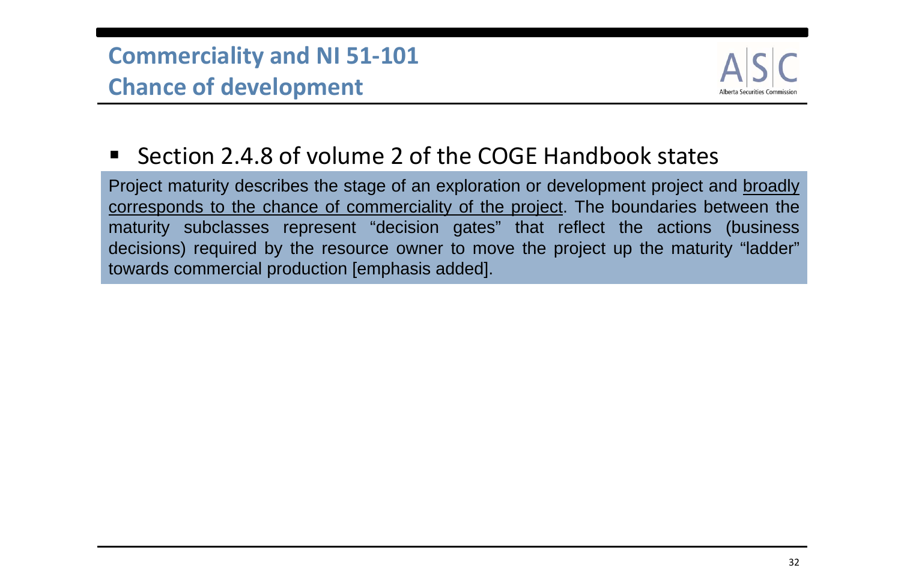## Commerciality and NI 51-101
## Chance of development

- Section 2.4.8 of volume 2 of the COGE Handbook states

> Project maturity describes the stage of an exploration or development project and <u>broadly corresponds to the chance of commerciality of the project</u>. The boundaries between the maturity subclasses represent "decision gates" that reflect the actions (business decisions) required by the resource owner to move the project up the maturity "ladder" towards commercial production [emphasis added].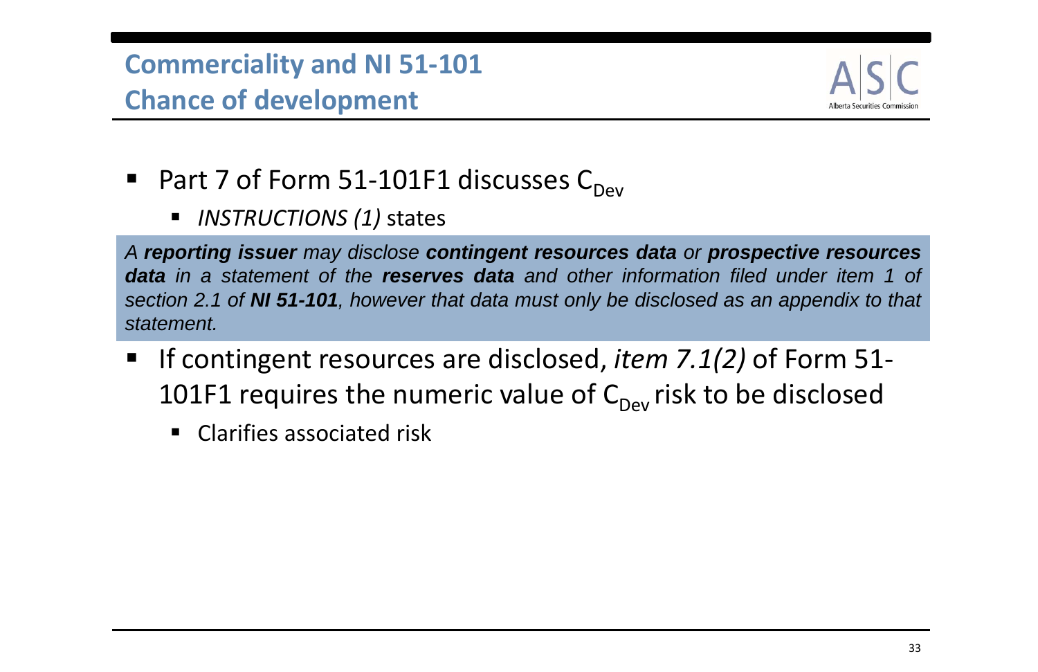## Commerciality and NI 51-101
## Chance of development

- Part 7 of Form 51-101F1 discusses $C_{Dev}$
  - *INSTRUCTIONS (1)* states

> *A* ***reporting issuer*** *may disclose* ***contingent resources data*** *or* ***prospective resources data*** *in a statement of the* ***reserves data*** *and other information filed under item 1 of section 2.1 of* ***NI 51-101****, however that data must only be disclosed as an appendix to that statement.*

- If contingent resources are disclosed, *item 7.1(2)* of Form 51-101F1 requires the numeric value of $C_{Dev}$ risk to be disclosed
  - Clarifies associated risk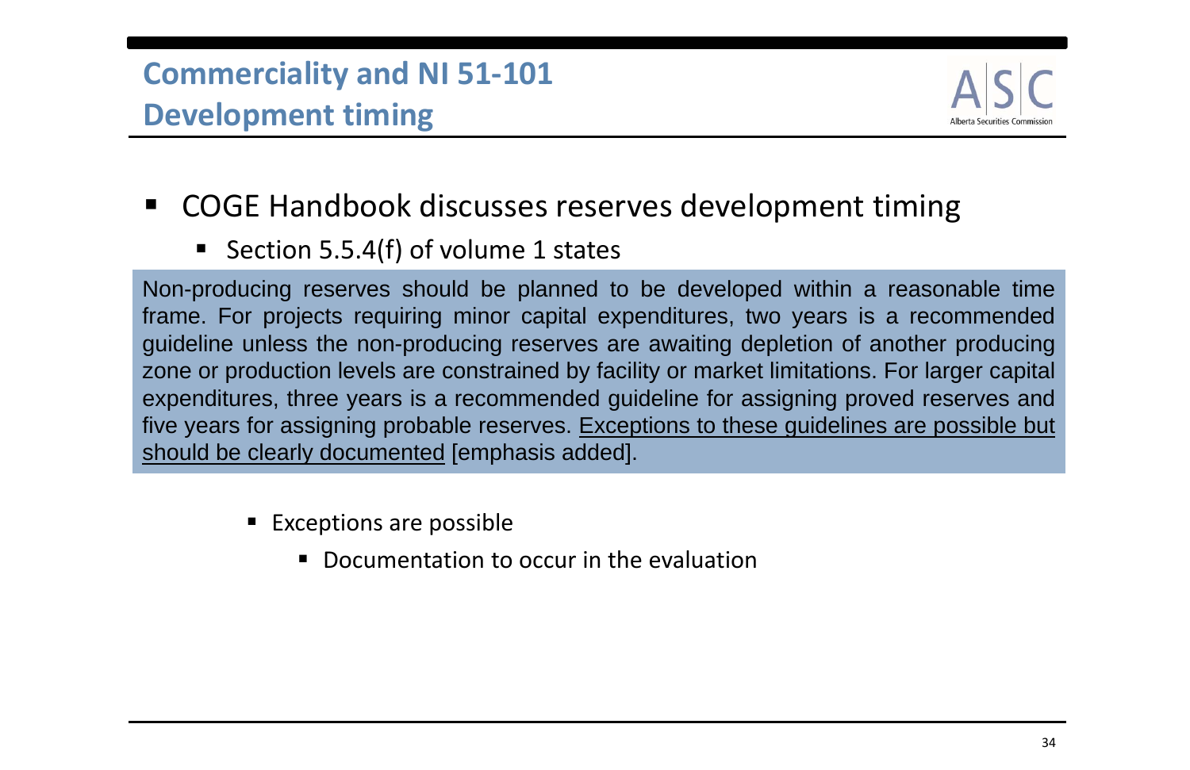# Commercialiity and NI 51-101 Development timing

- COGE Handbook discusses reserves development timing
  - Section 5.5.4(f) of volume 1 states

> Non-producing reserves should be planned to be developed within a reasonable time frame. For projects requiring minor capital expenditures, two years is a recommended guideline unless the non-producing reserves are awaiting depletion of another producing zone or production levels are constrained by facility or market limitations. For larger capital expenditures, three years is a recommended guideline for assigning proved reserves and five years for assigning probable reserves. <u>Exceptions to these guidelines are possible but should be clearly documented</u> [emphasis added].

- Exceptions are possible
  - Documentation to occur in the evaluation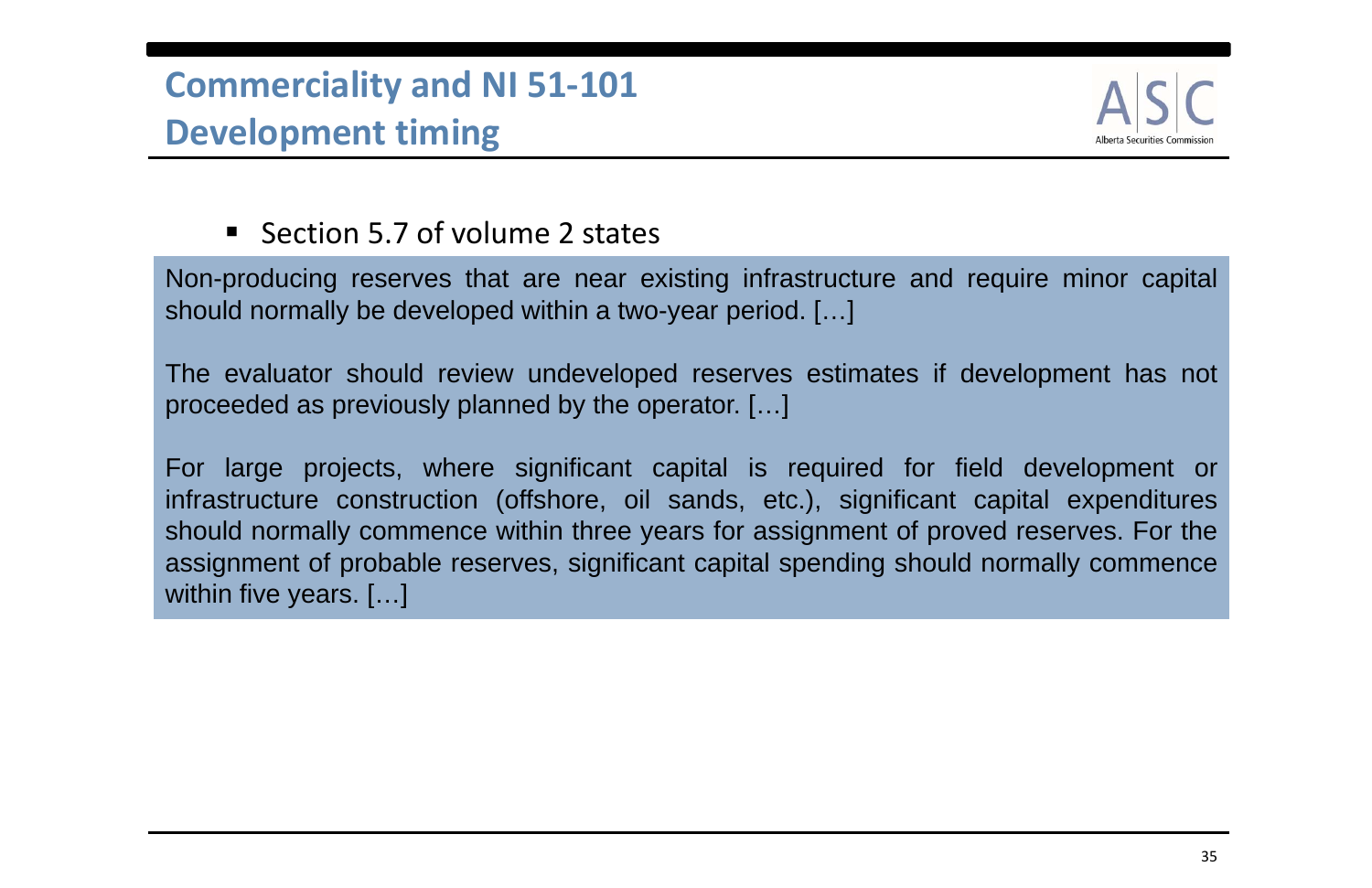# Commerciality and NI 51-101
## Development timing

- Section 5.7 of volume 2 states

> Non-producing reserves that are near existing infrastructure and require minor capital should normally be developed within a two-year period. […]
>
> The evaluator should review undeveloped reserves estimates if development has not proceeded as previously planned by the operator. […]
>
> For large projects, where significant capital is required for field development or infrastructure construction (offshore, oil sands, etc.), significant capital expenditures should normally commence within three years for assignment of proved reserves. For the assignment of probable reserves, significant capital spending should normally commence within five years. […]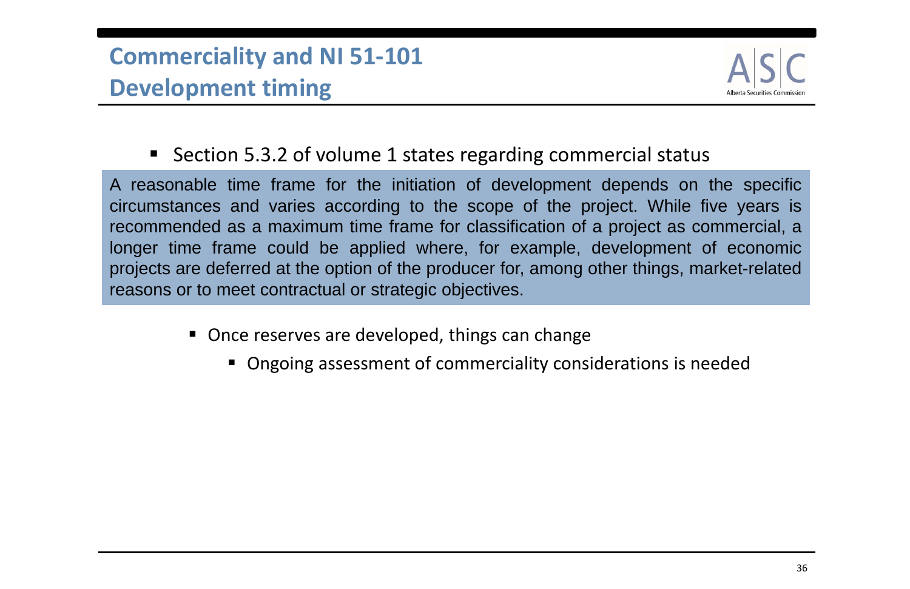## Commerciality and NI 51-101
## Development timing

- Section 5.3.2 of volume 1 states regarding commercial status

> A reasonable time frame for the initiation of development depends on the specific circumstances and varies according to the scope of the project. While five years is recommended as a maximum time frame for classification of a project as commercial, a longer time frame could be applied where, for example, development of economic projects are deferred at the option of the producer for, among other things, market-related reasons or to meet contractual or strategic objectives.

- Once reserves are developed, things can change
  - Ongoing assessment of commerciality considerations is needed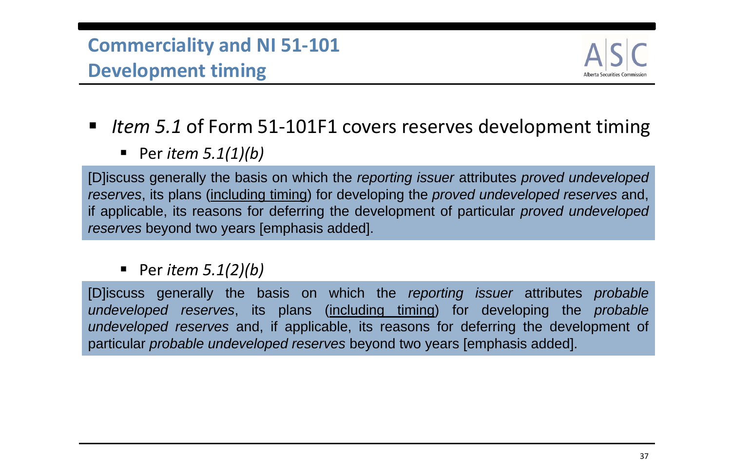# Commerciality and NI 51-101
## Development timing

- *Item 5.1* of Form 51-101F1 covers reserves development timing
  - Per *item 5.1(1)(b)*

> [D]iscuss generally the basis on which the *reporting issuer* attributes *proved undeveloped reserves*, its plans (<u>including timing</u>) for developing the *proved undeveloped reserves* and, if applicable, its reasons for deferring the development of particular *proved undeveloped reserves* beyond two years [emphasis added].

  - Per *item 5.1(2)(b)*

> [D]iscuss generally the basis on which the *reporting issuer* attributes *probable undeveloped reserves*, its plans (<u>including timing</u>) for developing the *probable undeveloped reserves* and, if applicable, its reasons for deferring the development of particular *probable undeveloped reserves* beyond two years [emphasis added].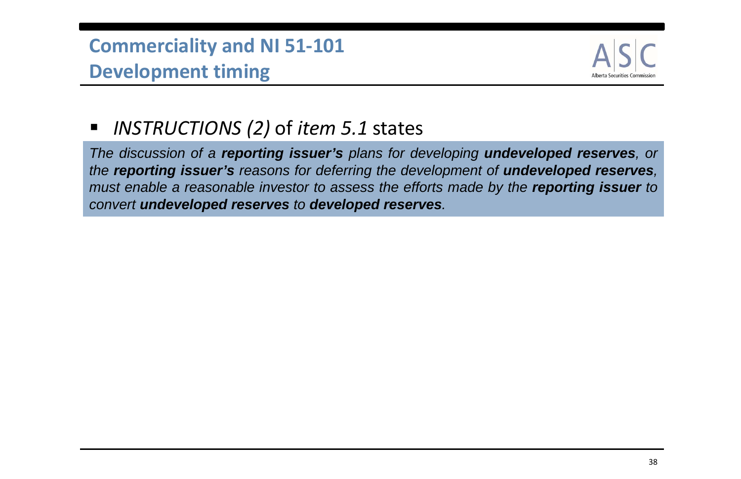# Commerciality and NI 51-101
## Development timing

- *INSTRUCTIONS (2)* of *item 5.1* states

> *The discussion of a **reporting issuer's** plans for developing **undeveloped reserves**, or the **reporting issuer's** reasons for deferring the development of **undeveloped reserves**, must enable a reasonable investor to assess the efforts made by the **reporting issuer** to convert **undeveloped reserves** to **developed reserves**.*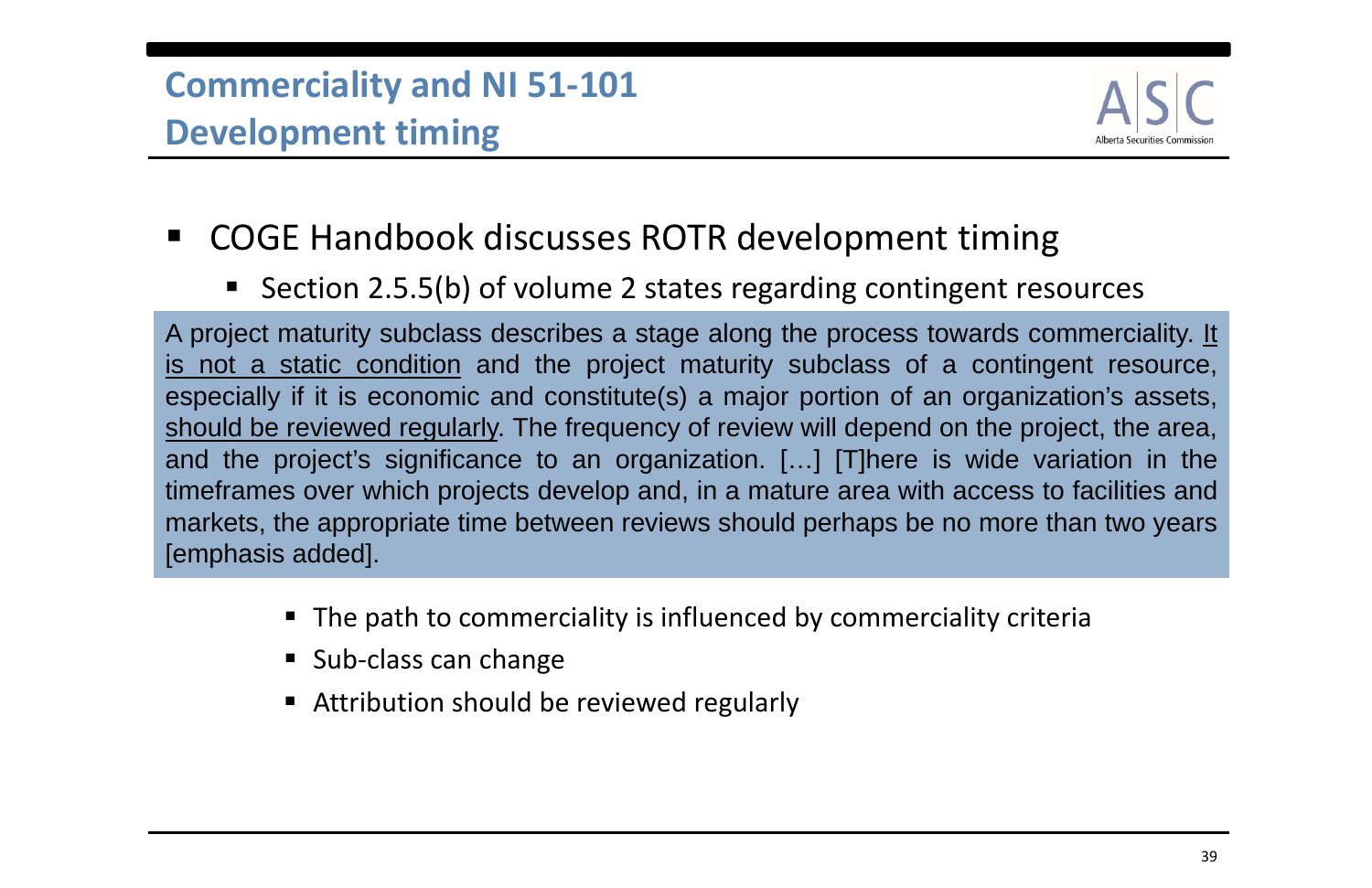## Commercialiality and NI 51-101
## Development timing

- COGE Handbook discusses ROTR development timing
  - Section 2.5.5(b) of volume 2 states regarding contingent resources

> A project maturity subclass describes a stage along the process towards commerciality. <u>It is not a static condition</u> and the project maturity subclass of a contingent resource, especially if it is economic and constitute(s) a major portion of an organization's assets, <u>should be reviewed regularly</u>. The frequency of review will depend on the project, the area, and the project's significance to an organization. […] [T]here is wide variation in the timeframes over which projects develop and, in a mature area with access to facilities and markets, the appropriate time between reviews should perhaps be no more than two years [emphasis added].

- The path to commerciality is influenced by commerciality criteria
- Sub-class can change
- Attribution should be reviewed regularly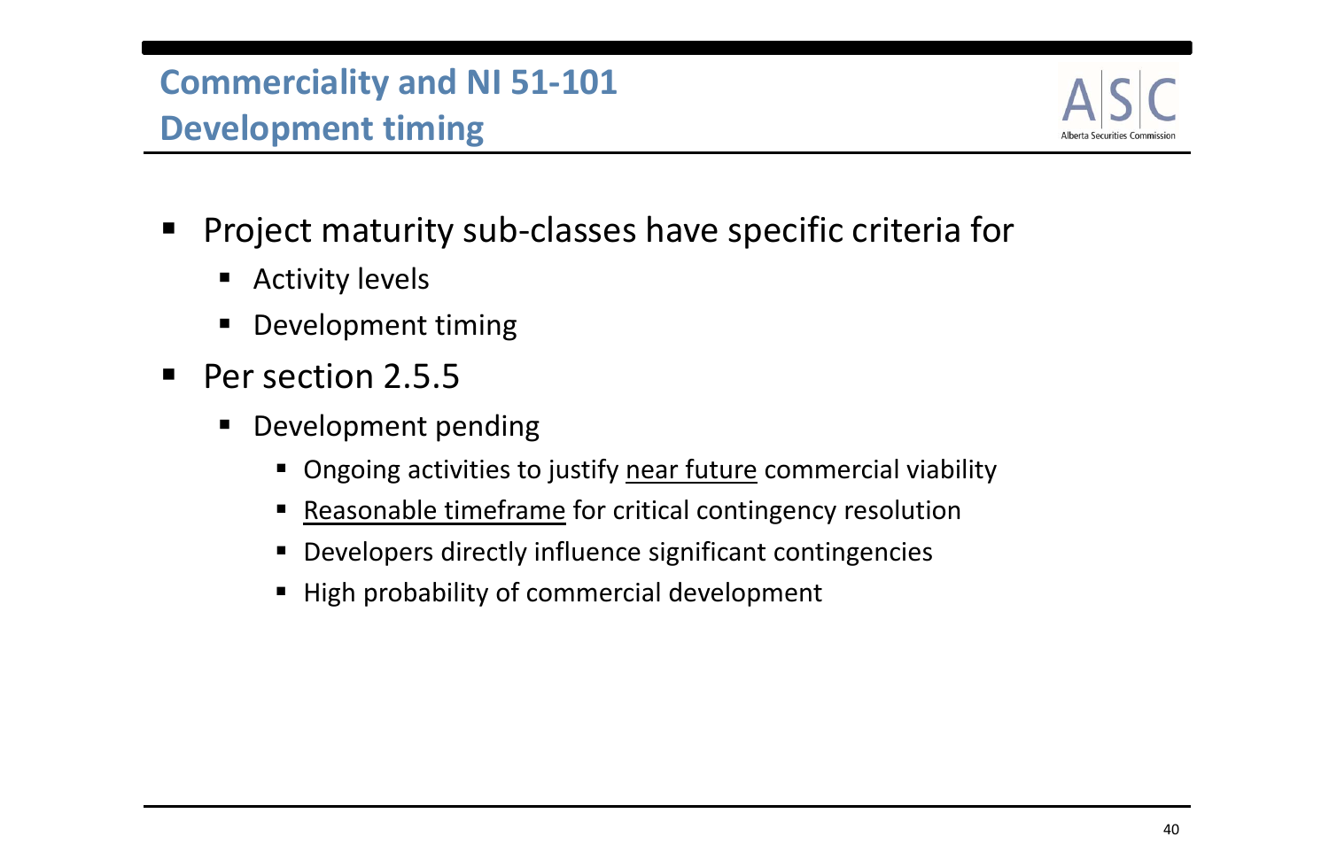## Commerciality and NI 51-101
## Development timing

- Project maturity sub-classes have specific criteria for
  - Activity levels
  - Development timing
- Per section 2.5.5
  - Development pending
    - Ongoing activities to justify <u>near future</u> commercial viability
    - <u>Reasonable timeframe</u> for critical contingency resolution
    - Developers directly influence significant contingencies
    - High probability of commercial development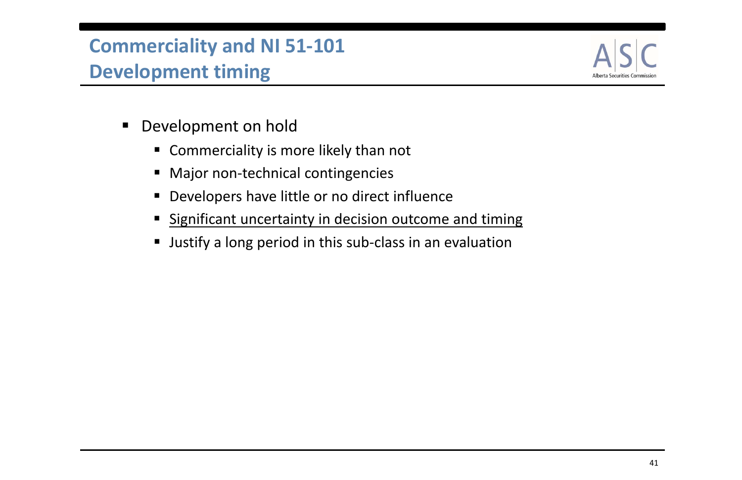# Commerciality and NI 51-101
## Development timing

- Development on hold
  - Commerciality is more likely than not
  - Major non-technical contingencies
  - Developers have little or no direct influence
  - <u>Significant uncertainty in decision outcome and timing</u>
  - Justify a long period in this sub-class in an evaluation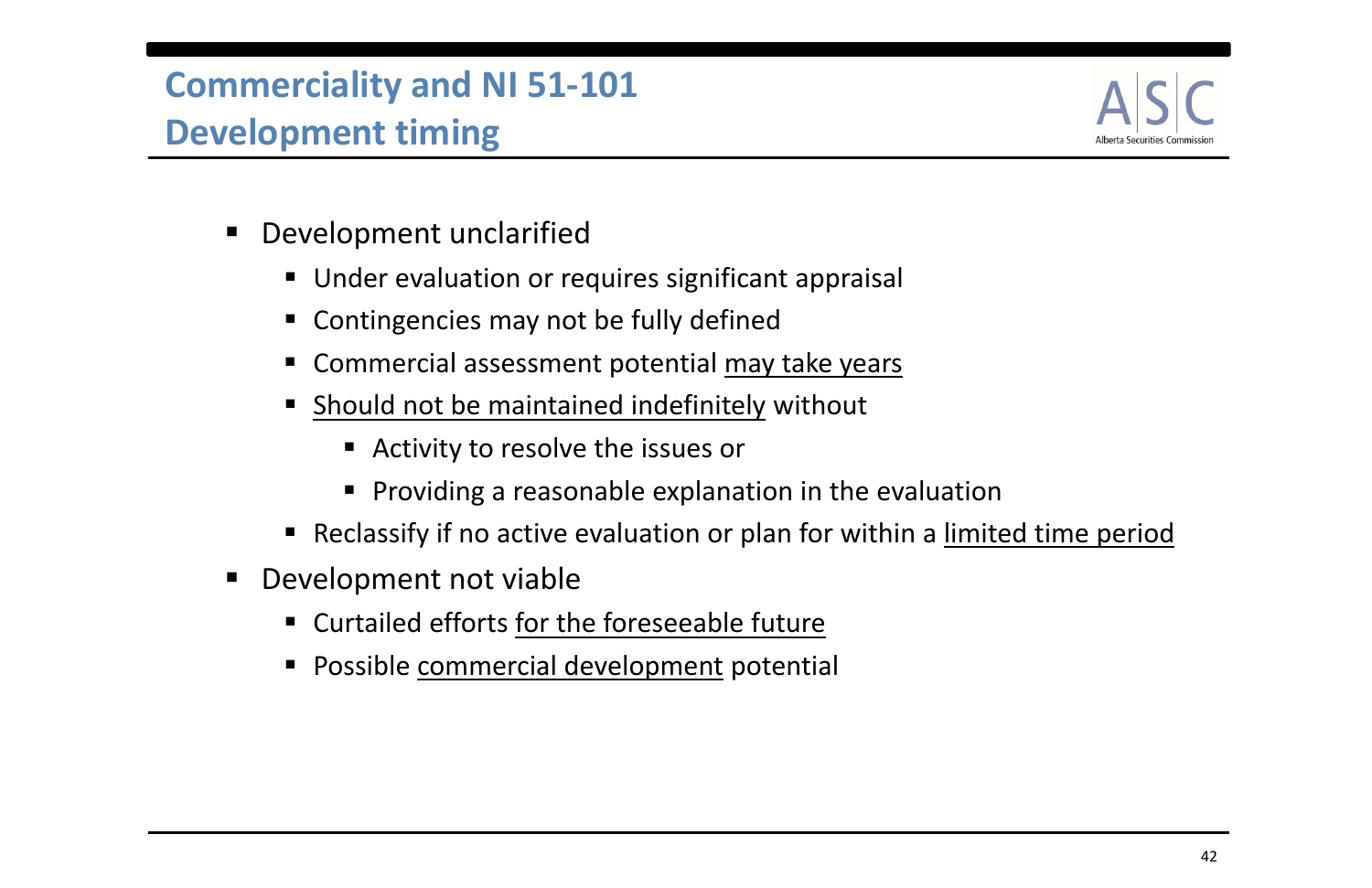# Commerciality and NI 51-101
## Development timing

- Development unclarified
  - Under evaluation or requires significant appraisal
  - Contingencies may not be fully defined
  - Commercial assessment potential <u>may take years</u>
  - <u>Should not be maintained indefinitely</u> without
    - Activity to resolve the issues or
    - Providing a reasonable explanation in the evaluation
  - Reclassify if no active evaluation or plan for within a <u>limited time period</u>
- Development not viable
  - Curtailed efforts <u>for the foreseeable future</u>
  - Possible <u>commercial development</u> potential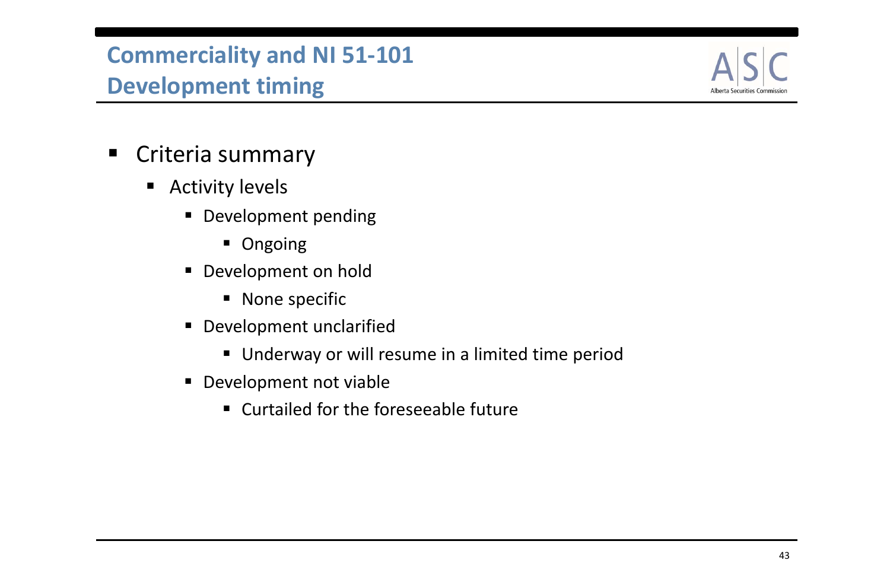# Commercialiality and NI 51-101
## Development timing

- Criteria summary
  - Activity levels
    - Development pending
      - Ongoing
    - Development on hold
      - None specific
    - Development unclarified
      - Underway or will resume in a limited time period
    - Development not viable
      - Curtailed for the foreseeable future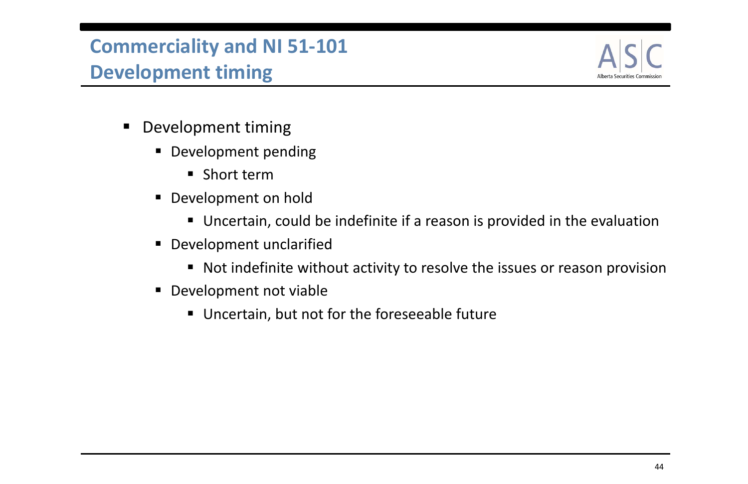# Commerciality and NI 51-101
## Development timing

- Development timing
  - Development pending
    - Short term
  - Development on hold
    - Uncertain, could be indefinite if a reason is provided in the evaluation
  - Development unclarified
    - Not indefinite without activity to resolve the issues or reason provision
  - Development not viable
    - Uncertain, but not for the foreseeable future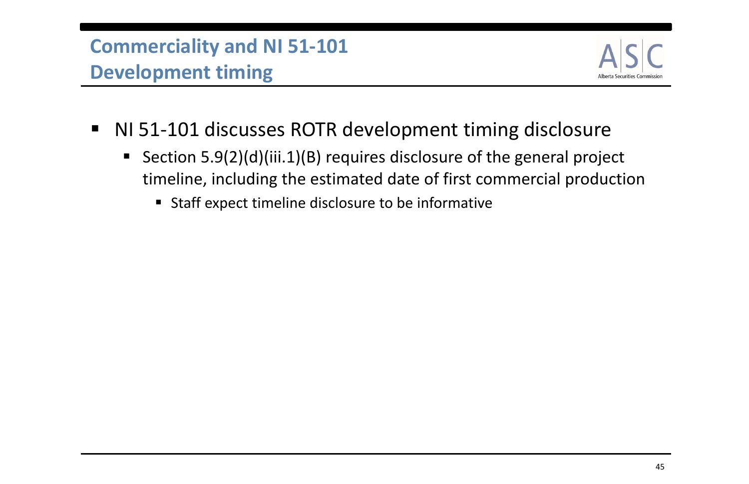# Commerciality and NI 51-101
## Development timing

- NI 51-101 discusses ROTR development timing disclosure
  - Section 5.9(2)(d)(iii.1)(B) requires disclosure of the general project timeline, including the estimated date of first commercial production
    - Staff expect timeline disclosure to be informative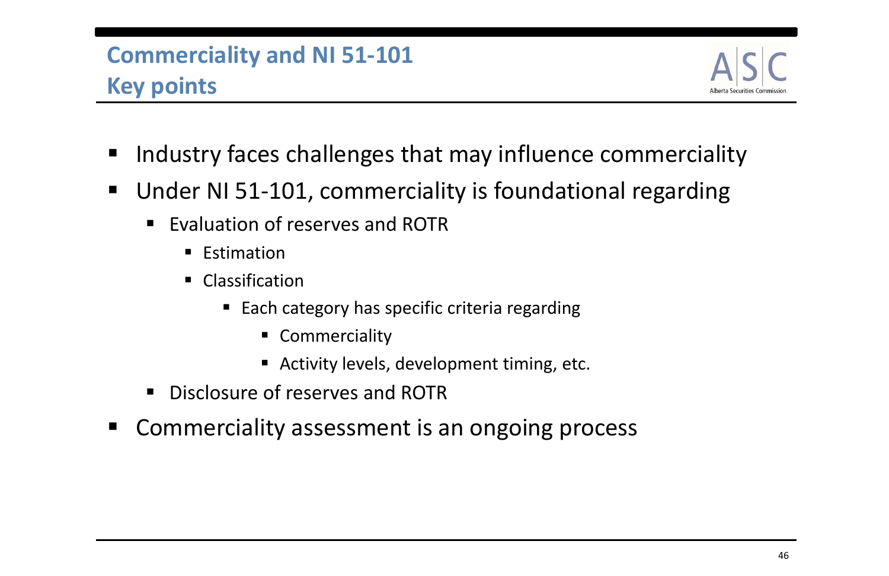# Commercıality and NI 51-101
## Key points

- Industry faces challenges that may influence commerciality
- Under NI 51-101, commerciality is foundational regarding
  - Evaluation of reserves and ROTR
    - Estimation
    - Classification
      - Each category has specific criteria regarding
        - Commerciality
        - Activity levels, development timing, etc.
  - Disclosure of reserves and ROTR
- Commerciality assessment is an ongoing process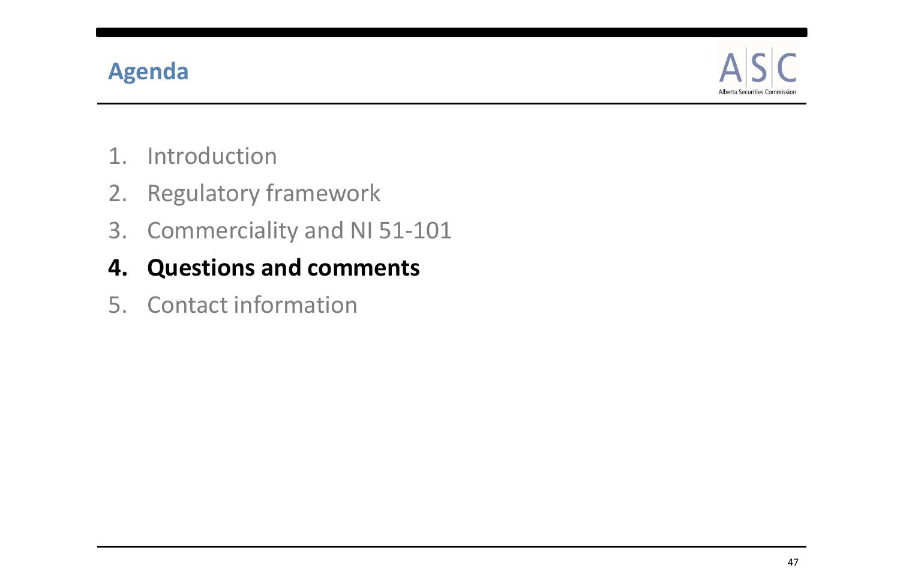## Agenda

1. Introduction
2. Regulatory framework
3. Commerciality and NI 51-101
4. **Questions and comments**
5. Contact information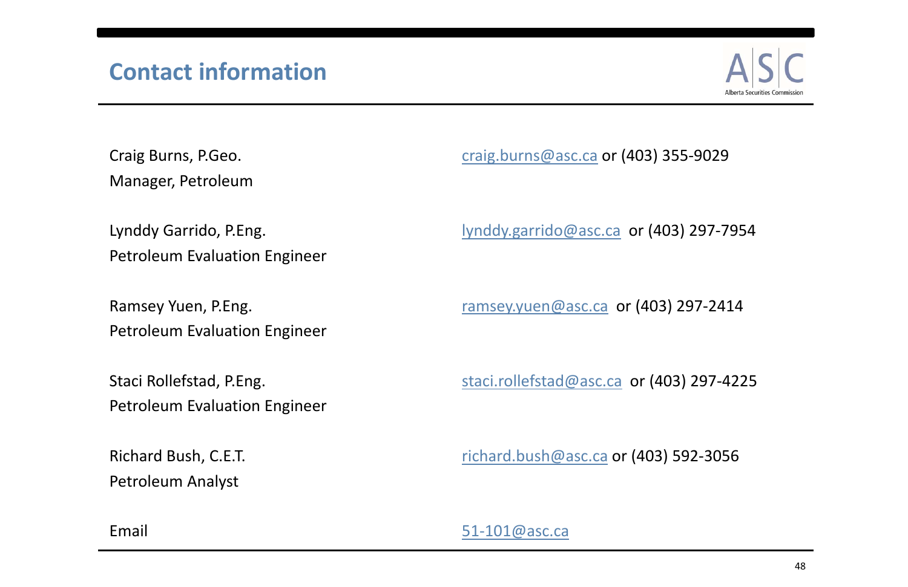## Contact information

| | |
|---|---|
| Craig Burns, P.Geo.<br>Manager, Petroleum | craig.burns@asc.ca or (403) 355-9029 |
| Lynddy Garrido, P.Eng.<br>Petroleum Evaluation Engineer | lynddy.garrido@asc.ca or (403) 297-7954 |
| Ramsey Yuen, P.Eng.<br>Petroleum Evaluation Engineer | ramsey.yuen@asc.ca or (403) 297-2414 |
| Staci Rollefstad, P.Eng.<br>Petroleum Evaluation Engineer | staci.rollefstad@asc.ca or (403) 297-4225 |
| Richard Bush, C.E.T.<br>Petroleum Analyst | richard.bush@asc.ca or (403) 592-3056 |
| Email | 51-101@asc.ca |